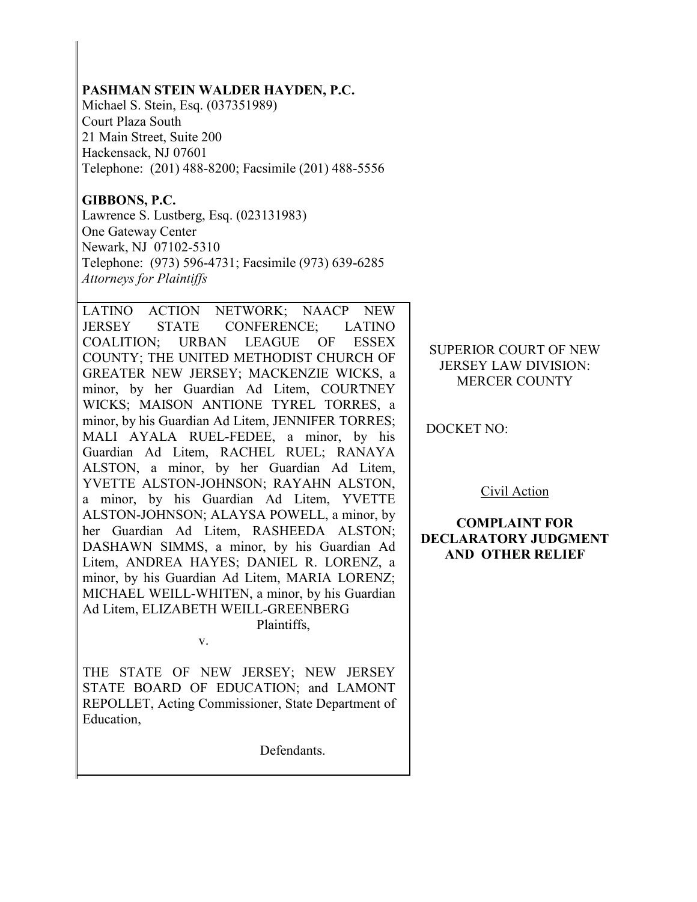**PASHMAN STEIN WALDER HAYDEN, P.C.**
Michael S. Stein, Esq. (037351989)
Court Plaza South
21 Main Street, Suite 200
Hackensack, NJ 07601
Telephone: (201) 488-8200; Facsimile (201) 488-5556

**GIBBONS, P.C.**
Lawrence S. Lustberg, Esq. (023131983)
One Gateway Center
Newark, NJ 07102-5310
Telephone: (973) 596-4731; Facsimile (973) 639-6285
*Attorneys for Plaintiffs*

LATINO ACTION NETWORK; NAACP NEW JERSEY STATE CONFERENCE; LATINO COALITION; URBAN LEAGUE OF ESSEX COUNTY; THE UNITED METHODIST CHURCH OF GREATER NEW JERSEY; MACKENZIE WICKS, a minor, by her Guardian Ad Litem, COURTNEY WICKS; MAISON ANTIONE TYREL TORRES, a minor, by his Guardian Ad Litem, JENNIFER TORRES; MALI AYALA RUEL-FEDEE, a minor, by his Guardian Ad Litem, RACHEL RUEL; RANAYA ALSTON, a minor, by her Guardian Ad Litem, YVETTE ALSTON-JOHNSON; RAYAHN ALSTON, a minor, by his Guardian Ad Litem, YVETTE ALSTON-JOHNSON; ALAYSA POWELL, a minor, by her Guardian Ad Litem, RASHEEDA ALSTON; DASHAWN SIMMS, a minor, by his Guardian Ad Litem, ANDREA HAYES; DANIEL R. LORENZ, a minor, by his Guardian Ad Litem, MARIA LORENZ; MICHAEL WEILL-WHITEN, a minor, by his Guardian Ad Litem, ELIZABETH WEILL-GREENBERG

Plaintiffs,

v.

THE STATE OF NEW JERSEY; NEW JERSEY STATE BOARD OF EDUCATION; and LAMONT REPOLLET, Acting Commissioner, State Department of Education,

Defendants.

SUPERIOR COURT OF NEW JERSEY LAW DIVISION: MERCER COUNTY

DOCKET NO:

Civil Action

**COMPLAINT FOR DECLARATORY JUDGMENT AND OTHER RELIEF**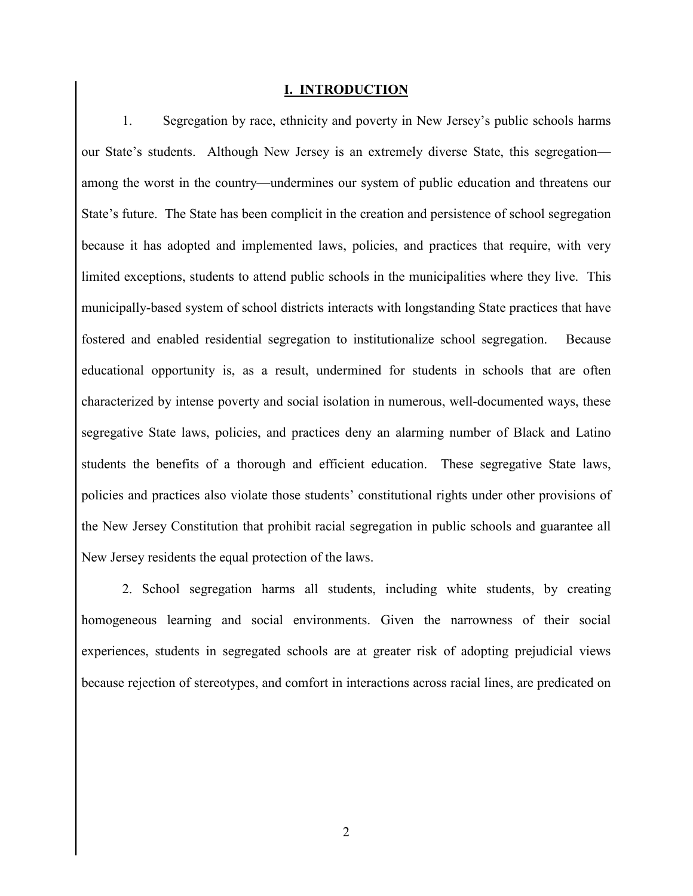## I. INTRODUCTION

1. Segregation by race, ethnicity and poverty in New Jersey's public schools harms our State's students. Although New Jersey is an extremely diverse State, this segregation—among the worst in the country—undermines our system of public education and threatens our State's future. The State has been complicit in the creation and persistence of school segregation because it has adopted and implemented laws, policies, and practices that require, with very limited exceptions, students to attend public schools in the municipalities where they live. This municipally-based system of school districts interacts with longstanding State practices that have fostered and enabled residential segregation to institutionalize school segregation. Because educational opportunity is, as a result, undermined for students in schools that are often characterized by intense poverty and social isolation in numerous, well-documented ways, these segregative State laws, policies, and practices deny an alarming number of Black and Latino students the benefits of a thorough and efficient education. These segregative State laws, policies and practices also violate those students' constitutional rights under other provisions of the New Jersey Constitution that prohibit racial segregation in public schools and guarantee all New Jersey residents the equal protection of the laws.

2. School segregation harms all students, including white students, by creating homogeneous learning and social environments. Given the narrowness of their social experiences, students in segregated schools are at greater risk of adopting prejudicial views because rejection of stereotypes, and comfort in interactions across racial lines, are predicated on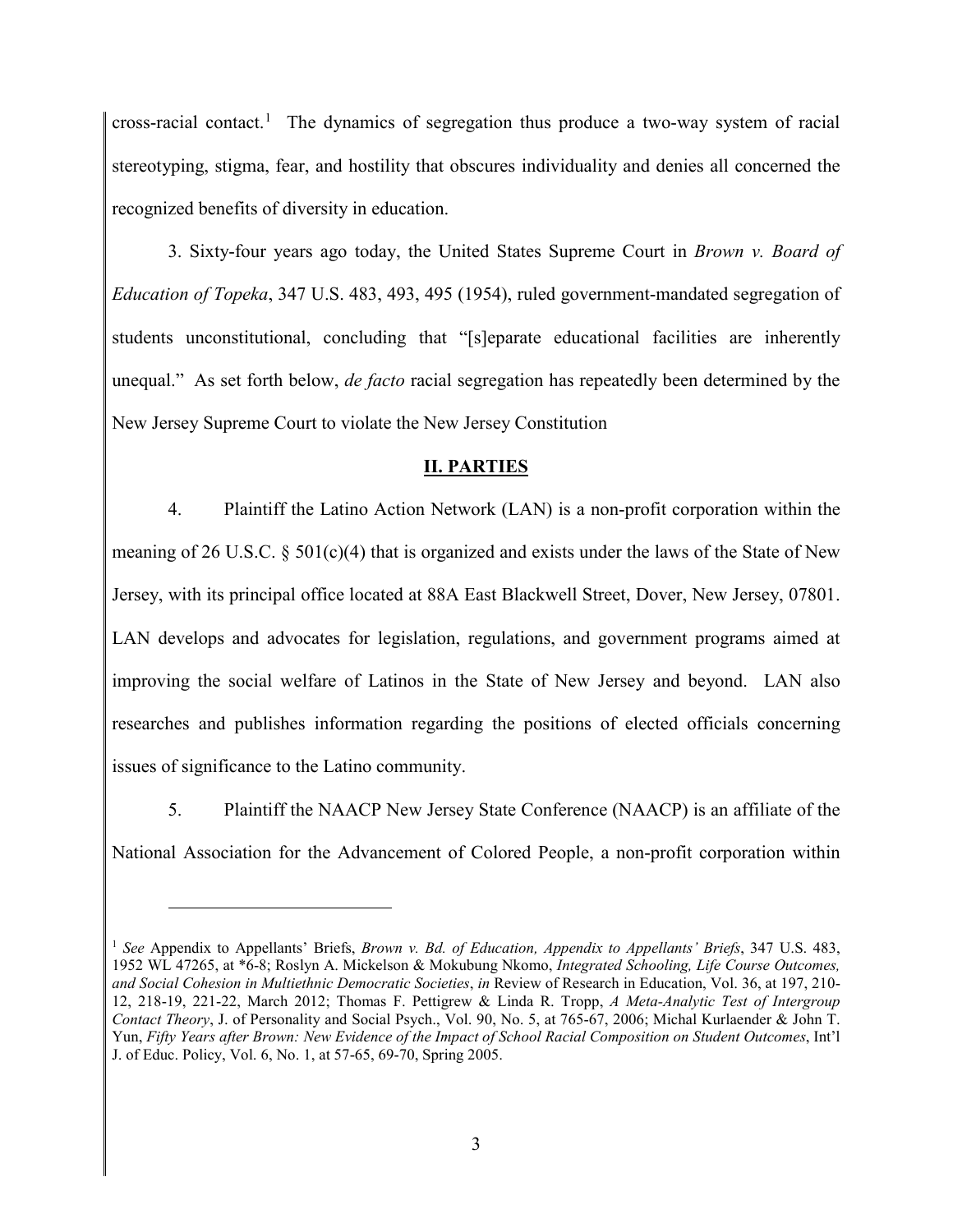cross-racial contact.[1] The dynamics of segregation thus produce a two-way system of racial stereotyping, stigma, fear, and hostility that obscures individuality and denies all concerned the recognized benefits of diversity in education.

3. Sixty-four years ago today, the United States Supreme Court in *Brown v. Board of Education of Topeka*, 347 U.S. 483, 493, 495 (1954), ruled government-mandated segregation of students unconstitutional, concluding that "[s]eparate educational facilities are inherently unequal." As set forth below, *de facto* racial segregation has repeatedly been determined by the New Jersey Supreme Court to violate the New Jersey Constitution

## II. PARTIES

4. Plaintiff the Latino Action Network (LAN) is a non-profit corporation within the meaning of 26 U.S.C. § 501(c)(4) that is organized and exists under the laws of the State of New Jersey, with its principal office located at 88A East Blackwell Street, Dover, New Jersey, 07801. LAN develops and advocates for legislation, regulations, and government programs aimed at improving the social welfare of Latinos in the State of New Jersey and beyond. LAN also researches and publishes information regarding the positions of elected officials concerning issues of significance to the Latino community.

5. Plaintiff the NAACP New Jersey State Conference (NAACP) is an affiliate of the National Association for the Advancement of Colored People, a non-profit corporation within

---

[1] *See* Appendix to Appellants' Briefs, *Brown v. Bd. of Education, Appendix to Appellants' Briefs*, 347 U.S. 483, 1952 WL 47265, at *6-8; Roslyn A. Mickelson & Mokubung Nkomo, *Integrated Schooling, Life Course Outcomes, and Social Cohesion in Multiethnic Democratic Societies*, *in* Review of Research in Education, Vol. 36, at 197, 210-12, 218-19, 221-22, March 2012; Thomas F. Pettigrew & Linda R. Tropp, *A Meta-Analytic Test of Intergroup Contact Theory*, J. of Personality and Social Psych., Vol. 90, No. 5, at 765-67, 2006; Michal Kurlaender & John T. Yun, *Fifty Years after Brown: New Evidence of the Impact of School Racial Composition on Student Outcomes*, Int'l J. of Educ. Policy, Vol. 6, No. 1, at 57-65, 69-70, Spring 2005.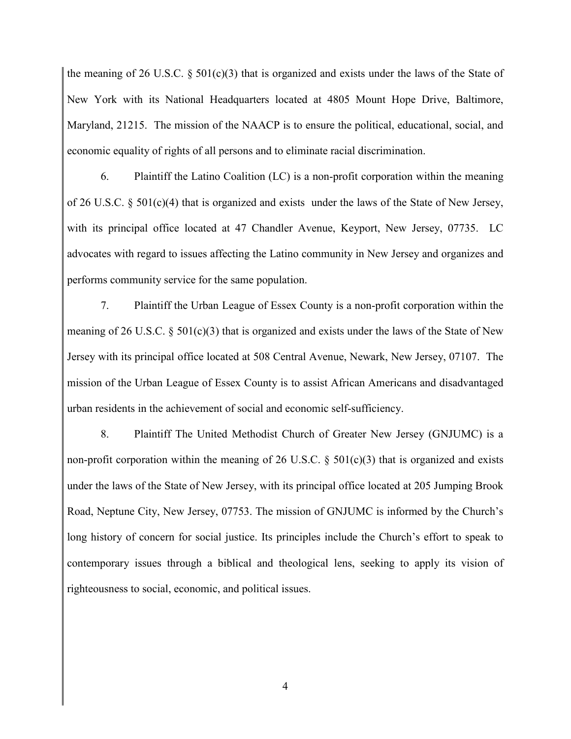the meaning of 26 U.S.C. § 501(c)(3) that is organized and exists under the laws of the State of New York with its National Headquarters located at 4805 Mount Hope Drive, Baltimore, Maryland, 21215. The mission of the NAACP is to ensure the political, educational, social, and economic equality of rights of all persons and to eliminate racial discrimination.

6. Plaintiff the Latino Coalition (LC) is a non-profit corporation within the meaning of 26 U.S.C. § 501(c)(4) that is organized and exists under the laws of the State of New Jersey, with its principal office located at 47 Chandler Avenue, Keyport, New Jersey, 07735. LC advocates with regard to issues affecting the Latino community in New Jersey and organizes and performs community service for the same population.

7. Plaintiff the Urban League of Essex County is a non-profit corporation within the meaning of 26 U.S.C. § 501(c)(3) that is organized and exists under the laws of the State of New Jersey with its principal office located at 508 Central Avenue, Newark, New Jersey, 07107. The mission of the Urban League of Essex County is to assist African Americans and disadvantaged urban residents in the achievement of social and economic self-sufficiency.

8. Plaintiff The United Methodist Church of Greater New Jersey (GNJUMC) is a non-profit corporation within the meaning of 26 U.S.C. § 501(c)(3) that is organized and exists under the laws of the State of New Jersey, with its principal office located at 205 Jumping Brook Road, Neptune City, New Jersey, 07753. The mission of GNJUMC is informed by the Church's long history of concern for social justice. Its principles include the Church's effort to speak to contemporary issues through a biblical and theological lens, seeking to apply its vision of righteousness to social, economic, and political issues.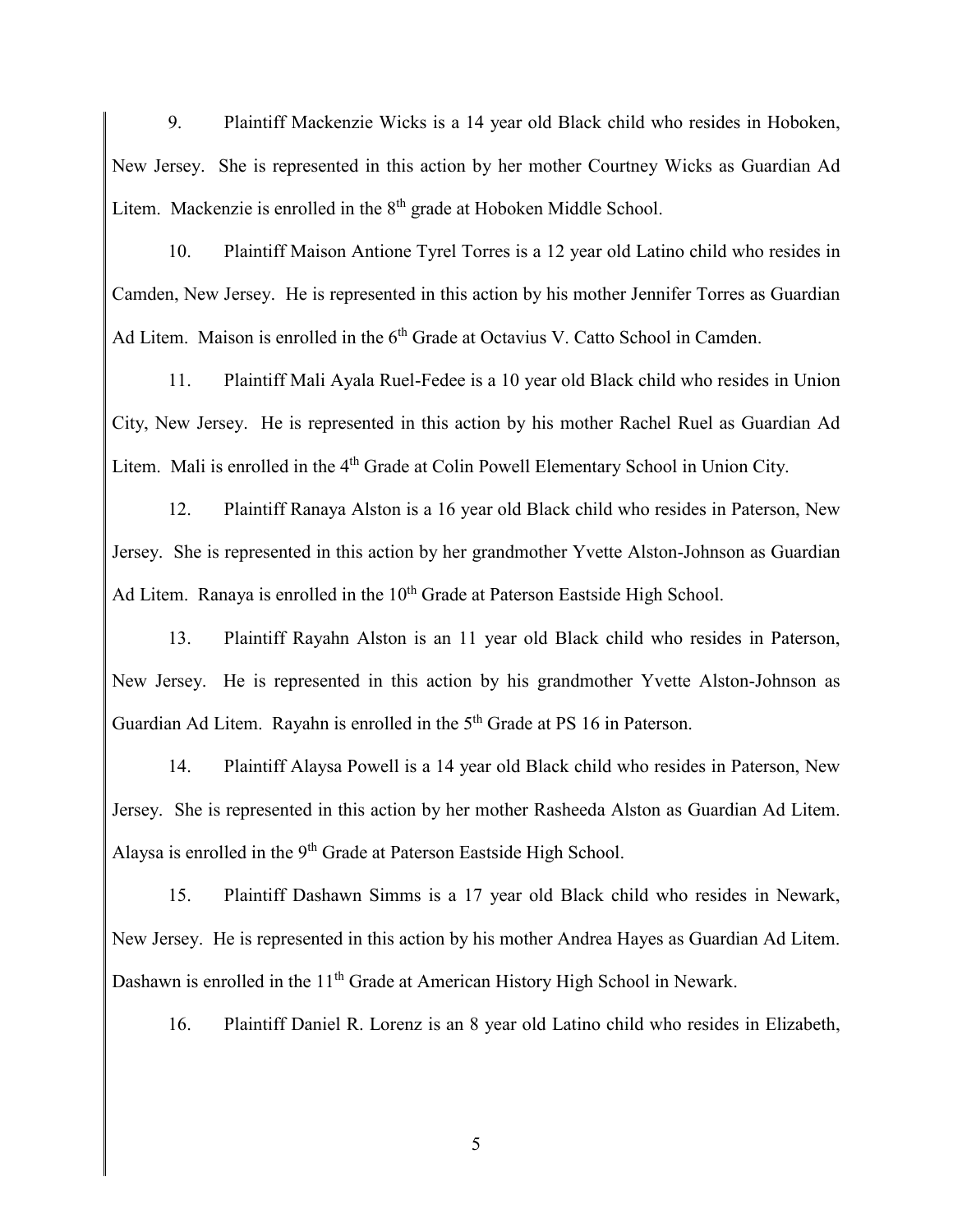9. Plaintiff Mackenzie Wicks is a 14 year old Black child who resides in Hoboken, New Jersey. She is represented in this action by her mother Courtney Wicks as Guardian Ad Litem. Mackenzie is enrolled in the 8th grade at Hoboken Middle School.

10. Plaintiff Maison Antione Tyrel Torres is a 12 year old Latino child who resides in Camden, New Jersey. He is represented in this action by his mother Jennifer Torres as Guardian Ad Litem. Maison is enrolled in the 6th Grade at Octavius V. Catto School in Camden.

11. Plaintiff Mali Ayala Ruel-Fedee is a 10 year old Black child who resides in Union City, New Jersey. He is represented in this action by his mother Rachel Ruel as Guardian Ad Litem. Mali is enrolled in the 4th Grade at Colin Powell Elementary School in Union City.

12. Plaintiff Ranaya Alston is a 16 year old Black child who resides in Paterson, New Jersey. She is represented in this action by her grandmother Yvette Alston-Johnson as Guardian Ad Litem. Ranaya is enrolled in the 10th Grade at Paterson Eastside High School.

13. Plaintiff Rayahn Alston is an 11 year old Black child who resides in Paterson, New Jersey. He is represented in this action by his grandmother Yvette Alston-Johnson as Guardian Ad Litem. Rayahn is enrolled in the 5th Grade at PS 16 in Paterson.

14. Plaintiff Alaysa Powell is a 14 year old Black child who resides in Paterson, New Jersey. She is represented in this action by her mother Rasheeda Alston as Guardian Ad Litem. Alaysa is enrolled in the 9th Grade at Paterson Eastside High School.

15. Plaintiff Dashawn Simms is a 17 year old Black child who resides in Newark, New Jersey. He is represented in this action by his mother Andrea Hayes as Guardian Ad Litem. Dashawn is enrolled in the 11th Grade at American History High School in Newark.

16. Plaintiff Daniel R. Lorenz is an 8 year old Latino child who resides in Elizabeth,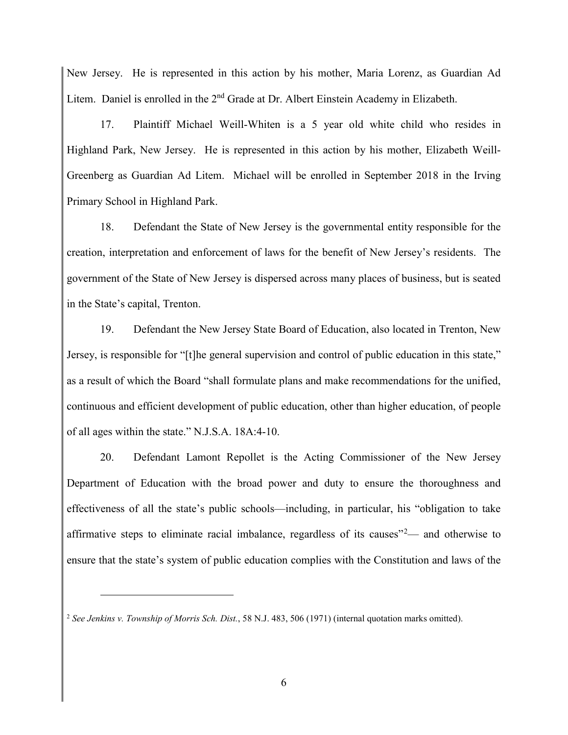New Jersey. He is represented in this action by his mother, Maria Lorenz, as Guardian Ad Litem. Daniel is enrolled in the 2nd Grade at Dr. Albert Einstein Academy in Elizabeth.

17. Plaintiff Michael Weill-Whiten is a 5 year old white child who resides in Highland Park, New Jersey. He is represented in this action by his mother, Elizabeth Weill-Greenberg as Guardian Ad Litem. Michael will be enrolled in September 2018 in the Irving Primary School in Highland Park.

18. Defendant the State of New Jersey is the governmental entity responsible for the creation, interpretation and enforcement of laws for the benefit of New Jersey's residents. The government of the State of New Jersey is dispersed across many places of business, but is seated in the State's capital, Trenton.

19. Defendant the New Jersey State Board of Education, also located in Trenton, New Jersey, is responsible for "[t]he general supervision and control of public education in this state," as a result of which the Board "shall formulate plans and make recommendations for the unified, continuous and efficient development of public education, other than higher education, of people of all ages within the state." N.J.S.A. 18A:4-10.

20. Defendant Lamont Repollet is the Acting Commissioner of the New Jersey Department of Education with the broad power and duty to ensure the thoroughness and effectiveness of all the state's public schools—including, in particular, his "obligation to take affirmative steps to eliminate racial imbalance, regardless of its causes"[2]— and otherwise to ensure that the state's system of public education complies with the Constitution and laws of the

---

[2] *See Jenkins v. Township of Morris Sch. Dist.*, 58 N.J. 483, 506 (1971) (internal quotation marks omitted).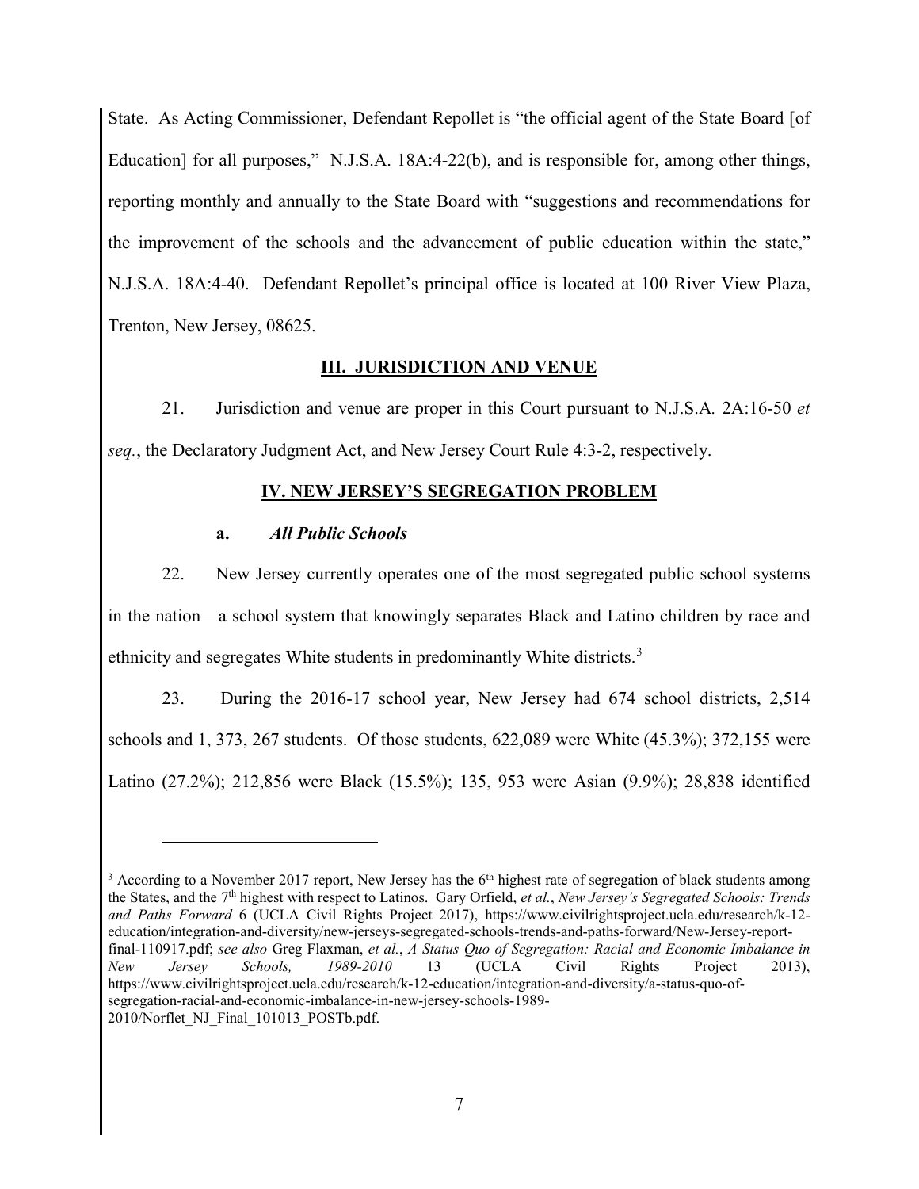State. As Acting Commissioner, Defendant Repollet is "the official agent of the State Board [of Education] for all purposes," N.J.S.A. 18A:4-22(b), and is responsible for, among other things, reporting monthly and annually to the State Board with "suggestions and recommendations for the improvement of the schools and the advancement of public education within the state," N.J.S.A. 18A:4-40. Defendant Repollet's principal office is located at 100 River View Plaza, Trenton, New Jersey, 08625.

## III. JURISDICTION AND VENUE

21. Jurisdiction and venue are proper in this Court pursuant to N.J.S.A. 2A:16-50 *et seq.*, the Declaratory Judgment Act, and New Jersey Court Rule 4:3-2, respectively.

## IV. NEW JERSEY'S SEGREGATION PROBLEM

### a. *All Public Schools*

22. New Jersey currently operates one of the most segregated public school systems in the nation—a school system that knowingly separates Black and Latino children by race and ethnicity and segregates White students in predominantly White districts.[3]

23. During the 2016-17 school year, New Jersey had 674 school districts, 2,514 schools and 1, 373, 267 students. Of those students, 622,089 were White (45.3%); 372,155 were Latino (27.2%); 212,856 were Black (15.5%); 135, 953 were Asian (9.9%); 28,838 identified

---

[3] According to a November 2017 report, New Jersey has the 6th highest rate of segregation of black students among the States, and the 7th highest with respect to Latinos. Gary Orfield, *et al.*, *New Jersey's Segregated Schools: Trends and Paths Forward* 6 (UCLA Civil Rights Project 2017), https://www.civilrightsproject.ucla.edu/research/k-12-education/integration-and-diversity/new-jerseys-segregated-schools-trends-and-paths-forward/New-Jersey-report-final-110917.pdf; *see also* Greg Flaxman, *et al.*, *A Status Quo of Segregation: Racial and Economic Imbalance in New Jersey Schools, 1989-2010* 13 (UCLA Civil Rights Project 2013), https://www.civilrightsproject.ucla.edu/research/k-12-education/integration-and-diversity/a-status-quo-of-segregation-racial-and-economic-imbalance-in-new-jersey-schools-1989-2010/Norflet_NJ_Final_101013_POSTb.pdf.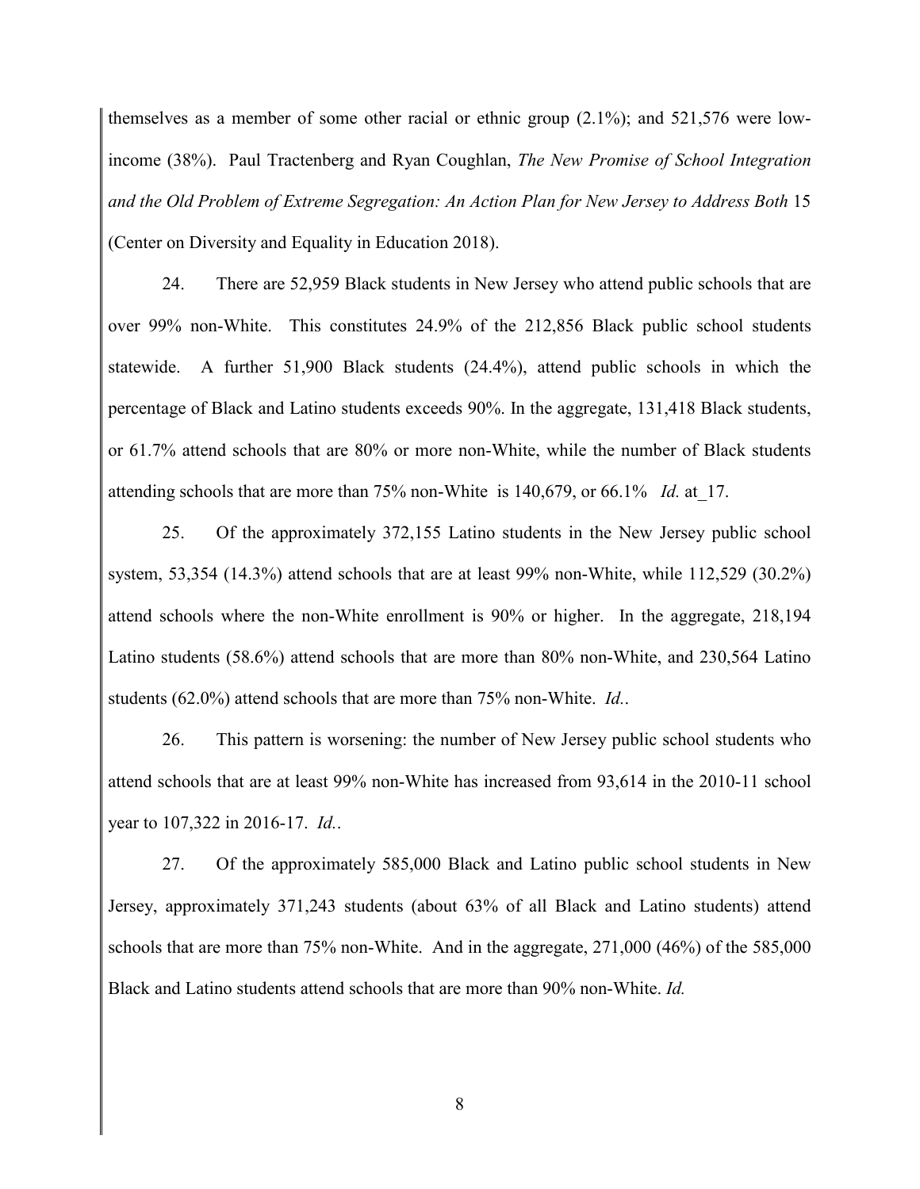themselves as a member of some other racial or ethnic group (2.1%); and 521,576 were low-income (38%). Paul Tractenberg and Ryan Coughlan, *The New Promise of School Integration and the Old Problem of Extreme Segregation: An Action Plan for New Jersey to Address Both* 15 (Center on Diversity and Equality in Education 2018).

24. There are 52,959 Black students in New Jersey who attend public schools that are over 99% non-White. This constitutes 24.9% of the 212,856 Black public school students statewide. A further 51,900 Black students (24.4%), attend public schools in which the percentage of Black and Latino students exceeds 90%. In the aggregate, 131,418 Black students, or 61.7% attend schools that are 80% or more non-White, while the number of Black students attending schools that are more than 75% non-White is 140,679, or 66.1% *Id.* at_17.

25. Of the approximately 372,155 Latino students in the New Jersey public school system, 53,354 (14.3%) attend schools that are at least 99% non-White, while 112,529 (30.2%) attend schools where the non-White enrollment is 90% or higher. In the aggregate, 218,194 Latino students (58.6%) attend schools that are more than 80% non-White, and 230,564 Latino students (62.0%) attend schools that are more than 75% non-White. *Id.*.

26. This pattern is worsening: the number of New Jersey public school students who attend schools that are at least 99% non-White has increased from 93,614 in the 2010-11 school year to 107,322 in 2016-17. *Id.*.

27. Of the approximately 585,000 Black and Latino public school students in New Jersey, approximately 371,243 students (about 63% of all Black and Latino students) attend schools that are more than 75% non-White. And in the aggregate, 271,000 (46%) of the 585,000 Black and Latino students attend schools that are more than 90% non-White. *Id.*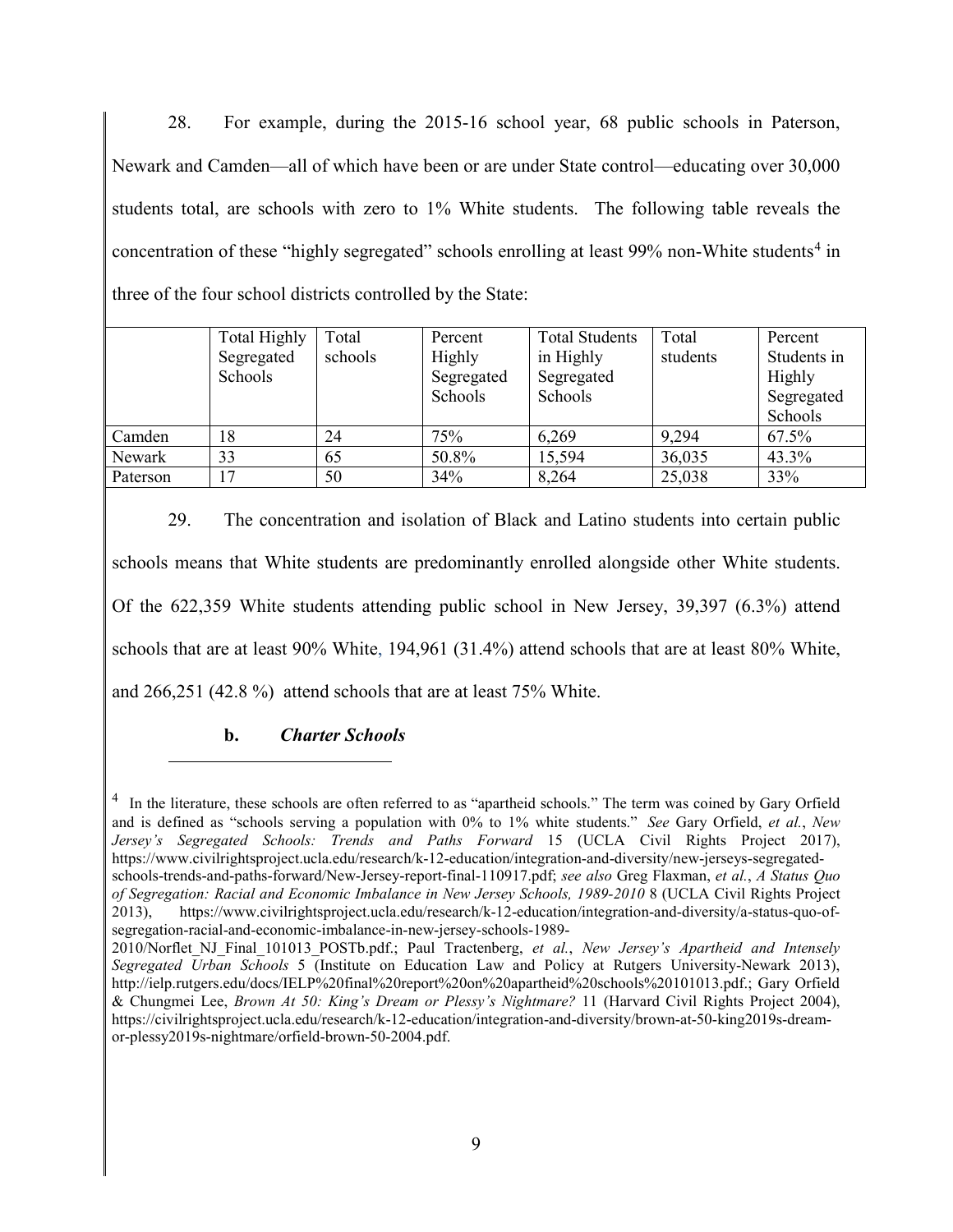28. For example, during the 2015-16 school year, 68 public schools in Paterson, Newark and Camden—all of which have been or are under State control—educating over 30,000 students total, are schools with zero to 1% White students. The following table reveals the concentration of these "highly segregated" schools enrolling at least 99% non-White students[4] in three of the four school districts controlled by the State:

| | Total Highly Segregated Schools | Total schools | Percent Highly Segregated Schools | Total Students in Highly Segregated Schools | Total students | Percent Students in Highly Segregated Schools |
|---|---|---|---|---|---|---|
| Camden | 18 | 24 | 75% | 6,269 | 9,294 | 67.5% |
| Newark | 33 | 65 | 50.8% | 15,594 | 36,035 | 43.3% |
| Paterson | 17 | 50 | 34% | 8,264 | 25,038 | 33% |

29. The concentration and isolation of Black and Latino students into certain public schools means that White students are predominantly enrolled alongside other White students. Of the 622,359 White students attending public school in New Jersey, 39,397 (6.3%) attend schools that are at least 90% White, 194,961 (31.4%) attend schools that are at least 80% White, and 266,251 (42.8 %) attend schools that are at least 75% White.

**b. *Charter Schools***

[4] In the literature, these schools are often referred to as "apartheid schools." The term was coined by Gary Orfield and is defined as "schools serving a population with 0% to 1% white students." *See* Gary Orfield, *et al.*, *New Jersey's Segregated Schools: Trends and Paths Forward* 15 (UCLA Civil Rights Project 2017), https://www.civilrightsproject.ucla.edu/research/k-12-education/integration-and-diversity/new-jerseys-segregated-schools-trends-and-paths-forward/New-Jersey-report-final-110917.pdf; *see also* Greg Flaxman, *et al.*, *A Status Quo of Segregation: Racial and Economic Imbalance in New Jersey Schools, 1989-2010* 8 (UCLA Civil Rights Project 2013), https://www.civilrightsproject.ucla.edu/research/k-12-education/integration-and-diversity/a-status-quo-of-segregation-racial-and-economic-imbalance-in-new-jersey-schools-1989-2010/Norflet_NJ_Final_101013_POSTb.pdf.; Paul Tractenberg, *et al.*, *New Jersey's Apartheid and Intensely Segregated Urban Schools* 5 (Institute on Education Law and Policy at Rutgers University-Newark 2013), http://ielp.rutgers.edu/docs/IELP%20final%20report%20on%20apartheid%20schools%20101013.pdf.; Gary Orfield & Chungmei Lee, *Brown At 50: King's Dream or Plessy's Nightmare?* 11 (Harvard Civil Rights Project 2004), https://civilrightsproject.ucla.edu/research/k-12-education/integration-and-diversity/brown-at-50-king2019s-dream-or-plessy2019s-nightmare/orfield-brown-50-2004.pdf.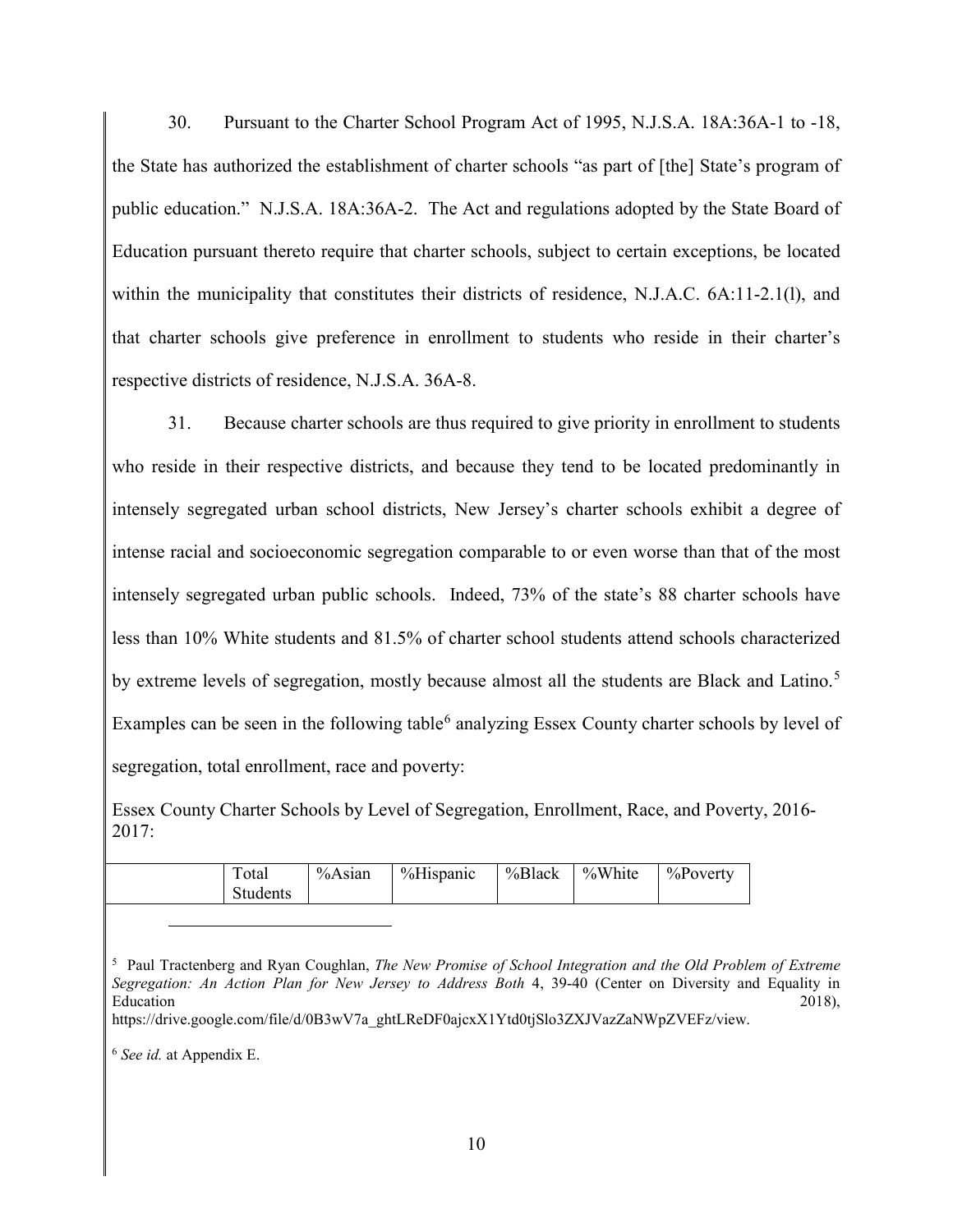30. Pursuant to the Charter School Program Act of 1995, N.J.S.A. 18A:36A-1 to -18, the State has authorized the establishment of charter schools "as part of [the] State's program of public education." N.J.S.A. 18A:36A-2. The Act and regulations adopted by the State Board of Education pursuant thereto require that charter schools, subject to certain exceptions, be located within the municipality that constitutes their districts of residence, N.J.A.C. 6A:11-2.1(l), and that charter schools give preference in enrollment to students who reside in their charter's respective districts of residence, N.J.S.A. 36A-8.

31. Because charter schools are thus required to give priority in enrollment to students who reside in their respective districts, and because they tend to be located predominantly in intensely segregated urban school districts, New Jersey's charter schools exhibit a degree of intense racial and socioeconomic segregation comparable to or even worse than that of the most intensely segregated urban public schools. Indeed, 73% of the state's 88 charter schools have less than 10% White students and 81.5% of charter school students attend schools characterized by extreme levels of segregation, mostly because almost all the students are Black and Latino.[5] Examples can be seen in the following table[6] analyzing Essex County charter schools by level of segregation, total enrollment, race and poverty:

Essex County Charter Schools by Level of Segregation, Enrollment, Race, and Poverty, 2016-2017:

| | Total Students | %Asian | %Hispanic | %Black | %White | %Poverty |
|---|---|---|---|---|---|---|

[5] Paul Tractenberg and Ryan Coughlan, *The New Promise of School Integration and the Old Problem of Extreme Segregation: An Action Plan for New Jersey to Address Both* 4, 39-40 (Center on Diversity and Equality in Education 2018), https://drive.google.com/file/d/0B3wV7a_ghtLReDF0ajcxX1Ytd0tjSlo3ZXJVazZaNWpZVEFz/view.

[6] *See id.* at Appendix E.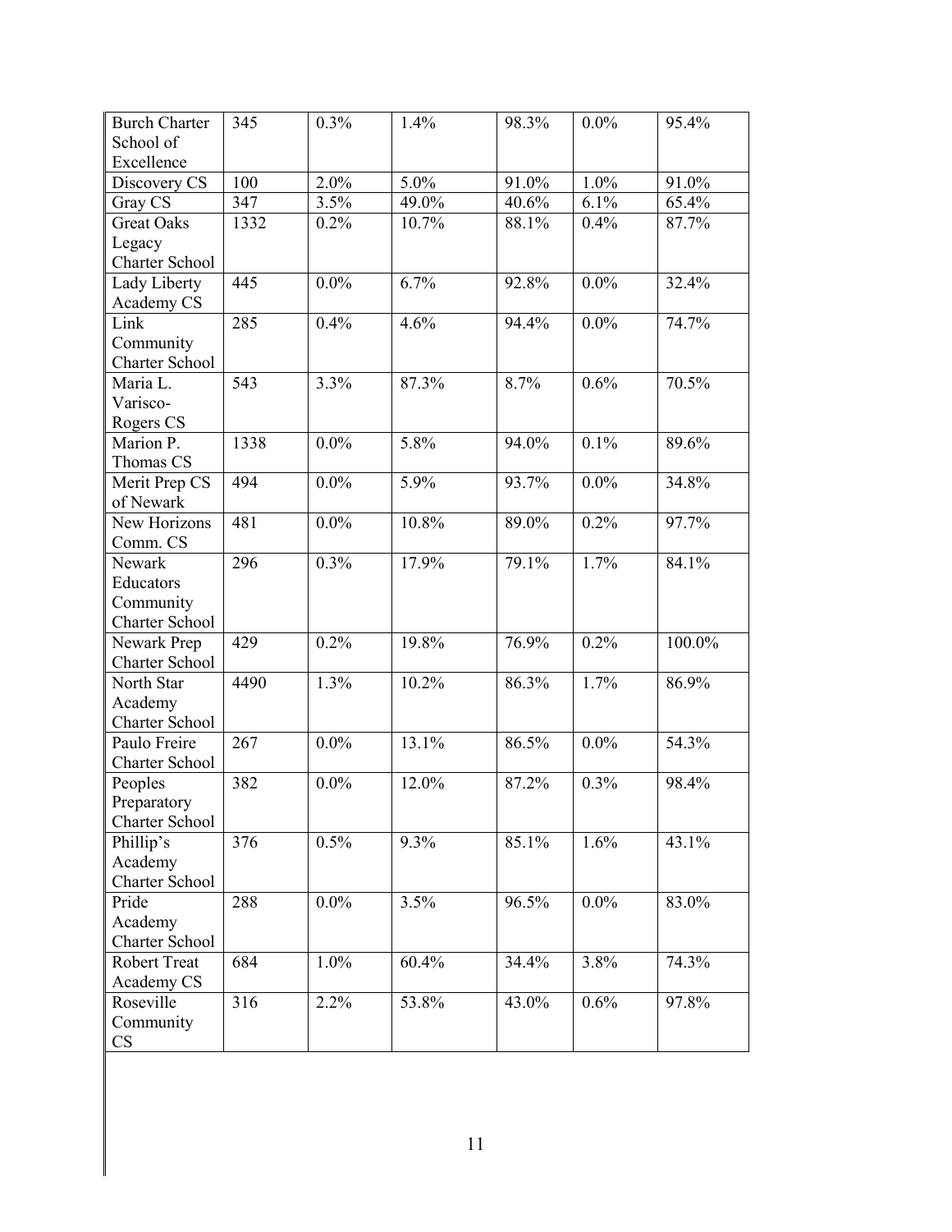| | | | | | | |
|---|---|---|---|---|---|---|
| Burch Charter School of Excellence | 345 | 0.3% | 1.4% | 98.3% | 0.0% | 95.4% |
| Discovery CS | 100 | 2.0% | 5.0% | 91.0% | 1.0% | 91.0% |
| Gray CS | 347 | 3.5% | 49.0% | 40.6% | 6.1% | 65.4% |
| Great Oaks Legacy Charter School | 1332 | 0.2% | 10.7% | 88.1% | 0.4% | 87.7% |
| Lady Liberty Academy CS | 445 | 0.0% | 6.7% | 92.8% | 0.0% | 32.4% |
| Link Community Charter School | 285 | 0.4% | 4.6% | 94.4% | 0.0% | 74.7% |
| Maria L. Varisco-Rogers CS | 543 | 3.3% | 87.3% | 8.7% | 0.6% | 70.5% |
| Marion P. Thomas CS | 1338 | 0.0% | 5.8% | 94.0% | 0.1% | 89.6% |
| Merit Prep CS of Newark | 494 | 0.0% | 5.9% | 93.7% | 0.0% | 34.8% |
| New Horizons Comm. CS | 481 | 0.0% | 10.8% | 89.0% | 0.2% | 97.7% |
| Newark Educators Community Charter School | 296 | 0.3% | 17.9% | 79.1% | 1.7% | 84.1% |
| Newark Prep Charter School | 429 | 0.2% | 19.8% | 76.9% | 0.2% | 100.0% |
| North Star Academy Charter School | 4490 | 1.3% | 10.2% | 86.3% | 1.7% | 86.9% |
| Paulo Freire Charter School | 267 | 0.0% | 13.1% | 86.5% | 0.0% | 54.3% |
| Peoples Preparatory Charter School | 382 | 0.0% | 12.0% | 87.2% | 0.3% | 98.4% |
| Phillip's Academy Charter School | 376 | 0.5% | 9.3% | 85.1% | 1.6% | 43.1% |
| Pride Academy Charter School | 288 | 0.0% | 3.5% | 96.5% | 0.0% | 83.0% |
| Robert Treat Academy CS | 684 | 1.0% | 60.4% | 34.4% | 3.8% | 74.3% |
| Roseville Community CS | 316 | 2.2% | 53.8% | 43.0% | 0.6% | 97.8% |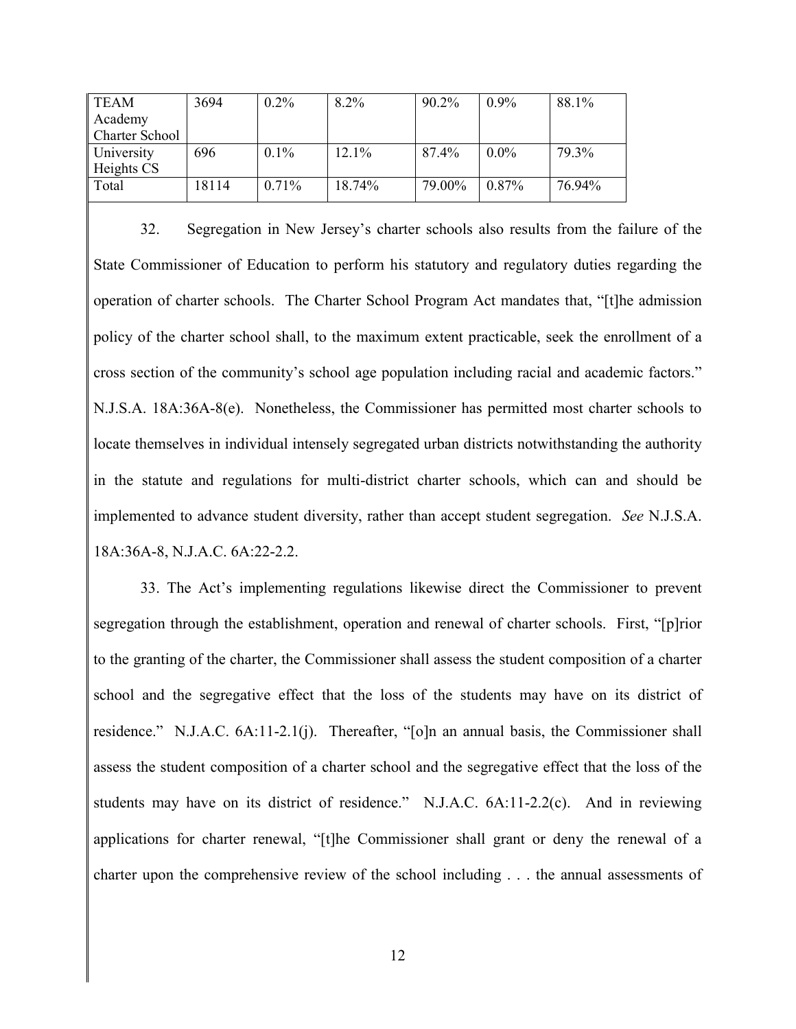| TEAM Academy Charter School | 3694 | 0.2% | 8.2% | 90.2% | 0.9% | 88.1% |
|---|---|---|---|---|---|---|
| University Heights CS | 696 | 0.1% | 12.1% | 87.4% | 0.0% | 79.3% |
| Total | 18114 | 0.71% | 18.74% | 79.00% | 0.87% | 76.94% |

32. Segregation in New Jersey's charter schools also results from the failure of the State Commissioner of Education to perform his statutory and regulatory duties regarding the operation of charter schools. The Charter School Program Act mandates that, "[t]he admission policy of the charter school shall, to the maximum extent practicable, seek the enrollment of a cross section of the community's school age population including racial and academic factors." N.J.S.A. 18A:36A-8(e). Nonetheless, the Commissioner has permitted most charter schools to locate themselves in individual intensely segregated urban districts notwithstanding the authority in the statute and regulations for multi-district charter schools, which can and should be implemented to advance student diversity, rather than accept student segregation. *See* N.J.S.A. 18A:36A-8, N.J.A.C. 6A:22-2.2.

33. The Act's implementing regulations likewise direct the Commissioner to prevent segregation through the establishment, operation and renewal of charter schools. First, "[p]rior to the granting of the charter, the Commissioner shall assess the student composition of a charter school and the segregative effect that the loss of the students may have on its district of residence." N.J.A.C. 6A:11-2.1(j). Thereafter, "[o]n an annual basis, the Commissioner shall assess the student composition of a charter school and the segregative effect that the loss of the students may have on its district of residence." N.J.A.C. 6A:11-2.2(c). And in reviewing applications for charter renewal, "[t]he Commissioner shall grant or deny the renewal of a charter upon the comprehensive review of the school including . . . the annual assessments of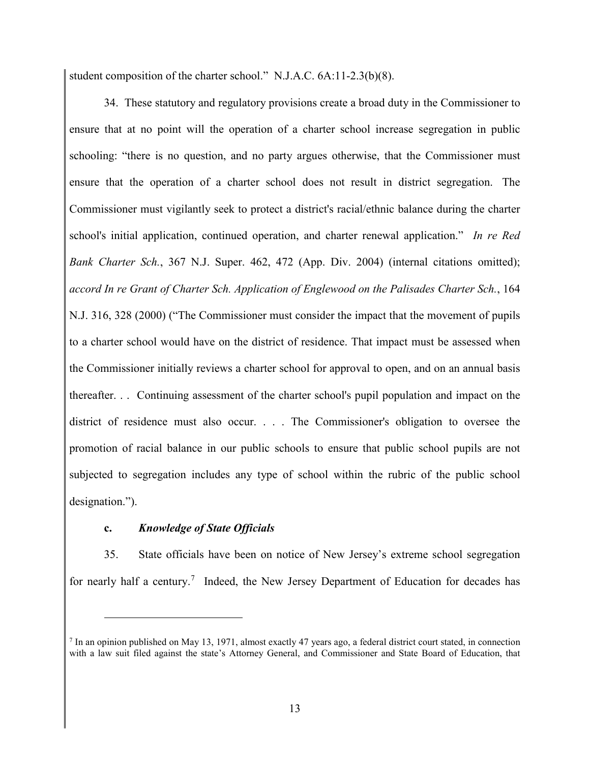student composition of the charter school." N.J.A.C. 6A:11-2.3(b)(8).

34. These statutory and regulatory provisions create a broad duty in the Commissioner to ensure that at no point will the operation of a charter school increase segregation in public schooling: "there is no question, and no party argues otherwise, that the Commissioner must ensure that the operation of a charter school does not result in district segregation. The Commissioner must vigilantly seek to protect a district's racial/ethnic balance during the charter school's initial application, continued operation, and charter renewal application." *In re Red Bank Charter Sch.*, 367 N.J. Super. 462, 472 (App. Div. 2004) (internal citations omitted); *accord In re Grant of Charter Sch. Application of Englewood on the Palisades Charter Sch.*, 164 N.J. 316, 328 (2000) ("The Commissioner must consider the impact that the movement of pupils to a charter school would have on the district of residence. That impact must be assessed when the Commissioner initially reviews a charter school for approval to open, and on an annual basis thereafter. . . Continuing assessment of the charter school's pupil population and impact on the district of residence must also occur. . . . The Commissioner's obligation to oversee the promotion of racial balance in our public schools to ensure that public school pupils are not subjected to segregation includes any type of school within the rubric of the public school designation.").

**c.** ***Knowledge of State Officials***

35. State officials have been on notice of New Jersey's extreme school segregation for nearly half a century.[7] Indeed, the New Jersey Department of Education for decades has

[7] In an opinion published on May 13, 1971, almost exactly 47 years ago, a federal district court stated, in connection with a law suit filed against the state's Attorney General, and Commissioner and State Board of Education, that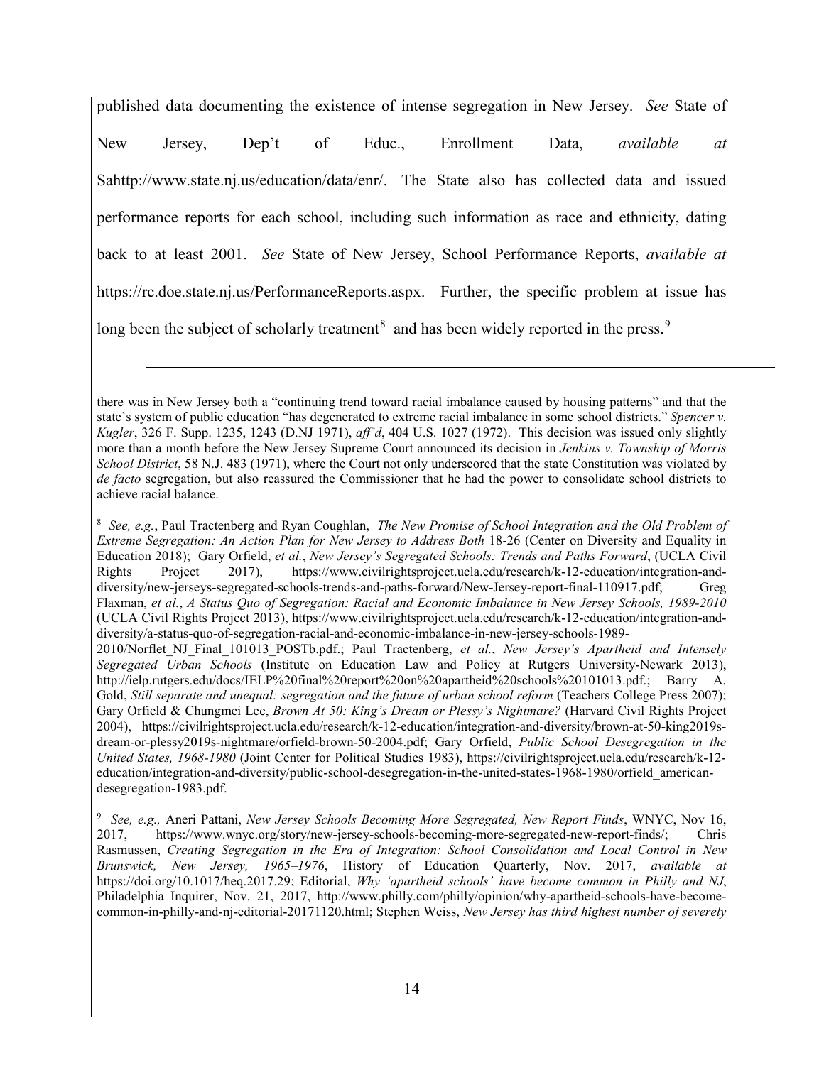published data documenting the existence of intense segregation in New Jersey. *See* State of New Jersey, Dep't of Educ., Enrollment Data, *available at* Sahttp://www.state.nj.us/education/data/enr/. The State also has collected data and issued performance reports for each school, including such information as race and ethnicity, dating back to at least 2001. *See* State of New Jersey, School Performance Reports, *available at* https://rc.doe.state.nj.us/PerformanceReports.aspx. Further, the specific problem at issue has long been the subject of scholarly treatment[8] and has been widely reported in the press.[9]

---

there was in New Jersey both a "continuing trend toward racial imbalance caused by housing patterns" and that the state's system of public education "has degenerated to extreme racial imbalance in some school districts." *Spencer v. Kugler*, 326 F. Supp. 1235, 1243 (D.NJ 1971), *aff'd*, 404 U.S. 1027 (1972). This decision was issued only slightly more than a month before the New Jersey Supreme Court announced its decision in *Jenkins v. Township of Morris School District*, 58 N.J. 483 (1971), where the Court not only underscored that the state Constitution was violated by *de facto* segregation, but also reassured the Commissioner that he had the power to consolidate school districts to achieve racial balance.

[8] *See, e.g.*, Paul Tractenberg and Ryan Coughlan, *The New Promise of School Integration and the Old Problem of Extreme Segregation: An Action Plan for New Jersey to Address Both* 18-26 (Center on Diversity and Equality in Education 2018); Gary Orfield, *et al.*, *New Jersey's Segregated Schools: Trends and Paths Forward*, (UCLA Civil Rights Project 2017), https://www.civilrightsproject.ucla.edu/research/k-12-education/integration-and-diversity/new-jerseys-segregated-schools-trends-and-paths-forward/New-Jersey-report-final-110917.pdf; Greg Flaxman, *et al.*, *A Status Quo of Segregation: Racial and Economic Imbalance in New Jersey Schools, 1989-2010* (UCLA Civil Rights Project 2013), https://www.civilrightsproject.ucla.edu/research/k-12-education/integration-and-diversity/a-status-quo-of-segregation-racial-and-economic-imbalance-in-new-jersey-schools-1989-2010/Norflet_NJ_Final_101013_POSTb.pdf.; Paul Tractenberg, *et al.*, *New Jersey's Apartheid and Intensely Segregated Urban Schools* (Institute on Education Law and Policy at Rutgers University-Newark 2013), http://ielp.rutgers.edu/docs/IELP%20final%20report%20on%20apartheid%20schools%20101013.pdf.; Barry A. Gold, *Still separate and unequal: segregation and the future of urban school reform* (Teachers College Press 2007); Gary Orfield & Chungmei Lee, *Brown At 50: King's Dream or Plessy's Nightmare?* (Harvard Civil Rights Project 2004), https://civilrightsproject.ucla.edu/research/k-12-education/integration-and-diversity/brown-at-50-king2019s-dream-or-plessy2019s-nightmare/orfield-brown-50-2004.pdf; Gary Orfield, *Public School Desegregation in the United States, 1968-1980* (Joint Center for Political Studies 1983), https://civilrightsproject.ucla.edu/research/k-12-education/integration-and-diversity/public-school-desegregation-in-the-united-states-1968-1980/orfield_american-desegregation-1983.pdf.

[9] *See, e.g.,* Aneri Pattani, *New Jersey Schools Becoming More Segregated, New Report Finds*, WNYC, Nov 16, 2017, https://www.wnyc.org/story/new-jersey-schools-becoming-more-segregated-new-report-finds/; Chris Rasmussen, *Creating Segregation in the Era of Integration: School Consolidation and Local Control in New Brunswick, New Jersey, 1965–1976*, History of Education Quarterly, Nov. 2017, *available at* https://doi.org/10.1017/heq.2017.29; Editorial, *Why 'apartheid schools' have become common in Philly and NJ*, Philadelphia Inquirer, Nov. 21, 2017, http://www.philly.com/philly/opinion/why-apartheid-schools-have-become-common-in-philly-and-nj-editorial-20171120.html; Stephen Weiss, *New Jersey has third highest number of severely*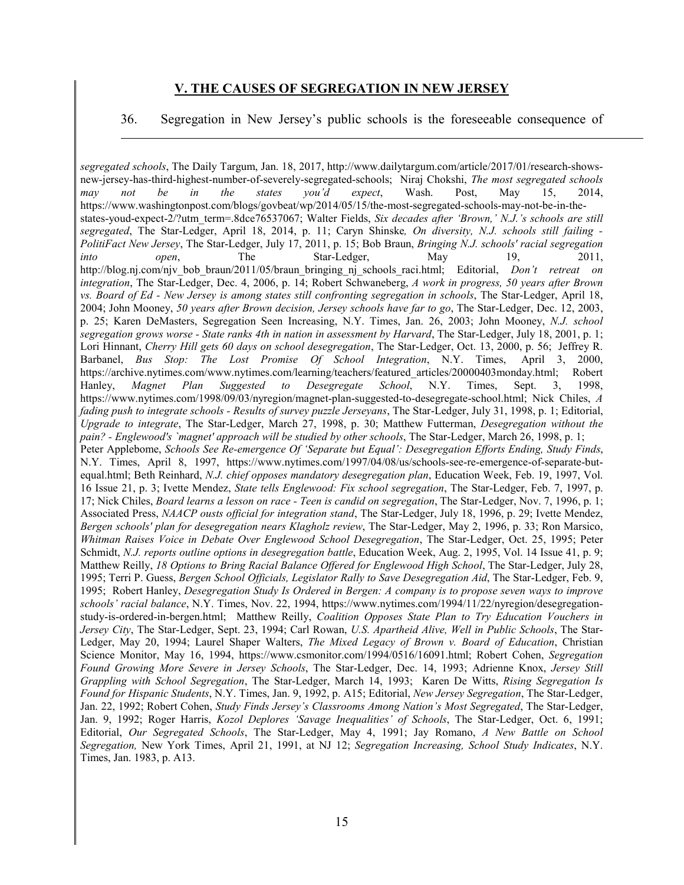## V. THE CAUSES OF SEGREGATION IN NEW JERSEY

36. Segregation in New Jersey's public schools is the foreseeable consequence of

---

*segregated schools*, The Daily Targum, Jan. 18, 2017, http://www.dailytargum.com/article/2017/01/research-shows-new-jersey-has-third-highest-number-of-severely-segregated-schools; Niraj Chokshi, *The most segregated schools may not be in the states you'd expect*, Wash. Post, May 15, 2014, https://www.washingtonpost.com/blogs/govbeat/wp/2014/05/15/the-most-segregated-schools-may-not-be-in-the-states-youd-expect-2/?utm_term=.8dce76537067; Walter Fields, *Six decades after 'Brown,' N.J.'s schools are still segregated*, The Star-Ledger, April 18, 2014, p. 11; Caryn Shinske*, On diversity, N.J. schools still failing - PolitiFact New Jersey*, The Star-Ledger, July 17, 2011, p. 15; Bob Braun, *Bringing N.J. schools' racial segregation into open*, The Star-Ledger, May 19, 2011, http://blog.nj.com/njv_bob_braun/2011/05/braun_bringing_nj_schools_raci.html; Editorial, *Don't retreat on integration*, The Star-Ledger, Dec. 4, 2006, p. 14; Robert Schwaneberg, *A work in progress, 50 years after Brown vs. Board of Ed - New Jersey is among states still confronting segregation in schools*, The Star-Ledger, April 18, 2004; John Mooney, *50 years after Brown decision, Jersey schools have far to go*, The Star-Ledger, Dec. 12, 2003, p. 25; Karen DeMasters, Segregation Seen Increasing, N.Y. Times, Jan. 26, 2003; John Mooney, *N.J. school segregation grows worse - State ranks 4th in nation in assessment by Harvard*, The Star-Ledger, July 18, 2001, p. 1; Lori Hinnant, *Cherry Hill gets 60 days on school desegregation*, The Star-Ledger, Oct. 13, 2000, p. 56; Jeffrey R. Barbanel, *Bus Stop: The Lost Promise Of School Integration*, N.Y. Times, April 3, 2000, https://archive.nytimes.com/www.nytimes.com/learning/teachers/featured_articles/20000403monday.html; Robert Hanley, *Magnet Plan Suggested to Desegregate School*, N.Y. Times, Sept. 3, 1998, https://www.nytimes.com/1998/09/03/nyregion/magnet-plan-suggested-to-desegregate-school.html; Nick Chiles, *A fading push to integrate schools - Results of survey puzzle Jerseyans*, The Star-Ledger, July 31, 1998, p. 1; Editorial, *Upgrade to integrate*, The Star-Ledger, March 27, 1998, p. 30; Matthew Futterman, *Desegregation without the pain? - Englewood's `magnet' approach will be studied by other schools*, The Star-Ledger, March 26, 1998, p. 1; Peter Applebome, *Schools See Re-emergence Of 'Separate but Equal': Desegregation Efforts Ending, Study Finds*, N.Y. Times, April 8, 1997, https://www.nytimes.com/1997/04/08/us/schools-see-re-emergence-of-separate-but-equal.html; Beth Reinhard, *N.J. chief opposes mandatory desegregation plan*, Education Week, Feb. 19, 1997, Vol. 16 Issue 21, p. 3; Ivette Mendez, *State tells Englewood: Fix school segregation*, The Star-Ledger, Feb. 7, 1997, p. 17; Nick Chiles, *Board learns a lesson on race - Teen is candid on segregation*, The Star-Ledger, Nov. 7, 1996, p. 1; Associated Press, *NAACP ousts official for integration stand*, The Star-Ledger, July 18, 1996, p. 29; Ivette Mendez, *Bergen schools' plan for desegregation nears Klagholz review*, The Star-Ledger, May 2, 1996, p. 33; Ron Marsico, *Whitman Raises Voice in Debate Over Englewood School Desegregation*, The Star-Ledger, Oct. 25, 1995; Peter Schmidt, *N.J. reports outline options in desegregation battle*, Education Week, Aug. 2, 1995, Vol. 14 Issue 41, p. 9; Matthew Reilly, *18 Options to Bring Racial Balance Offered for Englewood High School*, The Star-Ledger, July 28, 1995; Terri P. Guess, *Bergen School Officials, Legislator Rally to Save Desegregation Aid*, The Star-Ledger, Feb. 9, 1995; Robert Hanley, *Desegregation Study Is Ordered in Bergen: A company is to propose seven ways to improve schools' racial balance*, N.Y. Times, Nov. 22, 1994, https://www.nytimes.com/1994/11/22/nyregion/desegregation-study-is-ordered-in-bergen.html; Matthew Reilly, *Coalition Opposes State Plan to Try Education Vouchers in Jersey City*, The Star-Ledger, Sept. 23, 1994; Carl Rowan, *U.S. Apartheid Alive, Well in Public Schools*, The Star-Ledger, May 20, 1994; Laurel Shaper Walters, *The Mixed Legacy of Brown v. Board of Education*, Christian Science Monitor, May 16, 1994, https://www.csmonitor.com/1994/0516/16091.html; Robert Cohen, *Segregation Found Growing More Severe in Jersey Schools*, The Star-Ledger, Dec. 14, 1993; Adrienne Knox, *Jersey Still Grappling with School Segregation*, The Star-Ledger, March 14, 1993; Karen De Witts, *Rising Segregation Is Found for Hispanic Students*, N.Y. Times, Jan. 9, 1992, p. A15; Editorial, *New Jersey Segregation*, The Star-Ledger, Jan. 22, 1992; Robert Cohen, *Study Finds Jersey's Classrooms Among Nation's Most Segregated*, The Star-Ledger, Jan. 9, 1992; Roger Harris, *Kozol Deplores 'Savage Inequalities' of Schools*, The Star-Ledger, Oct. 6, 1991; Editorial, *Our Segregated Schools*, The Star-Ledger, May 4, 1991; Jay Romano, *A New Battle on School Segregation,* New York Times, April 21, 1991, at NJ 12; *Segregation Increasing, School Study Indicates*, N.Y. Times, Jan. 1983, p. A13.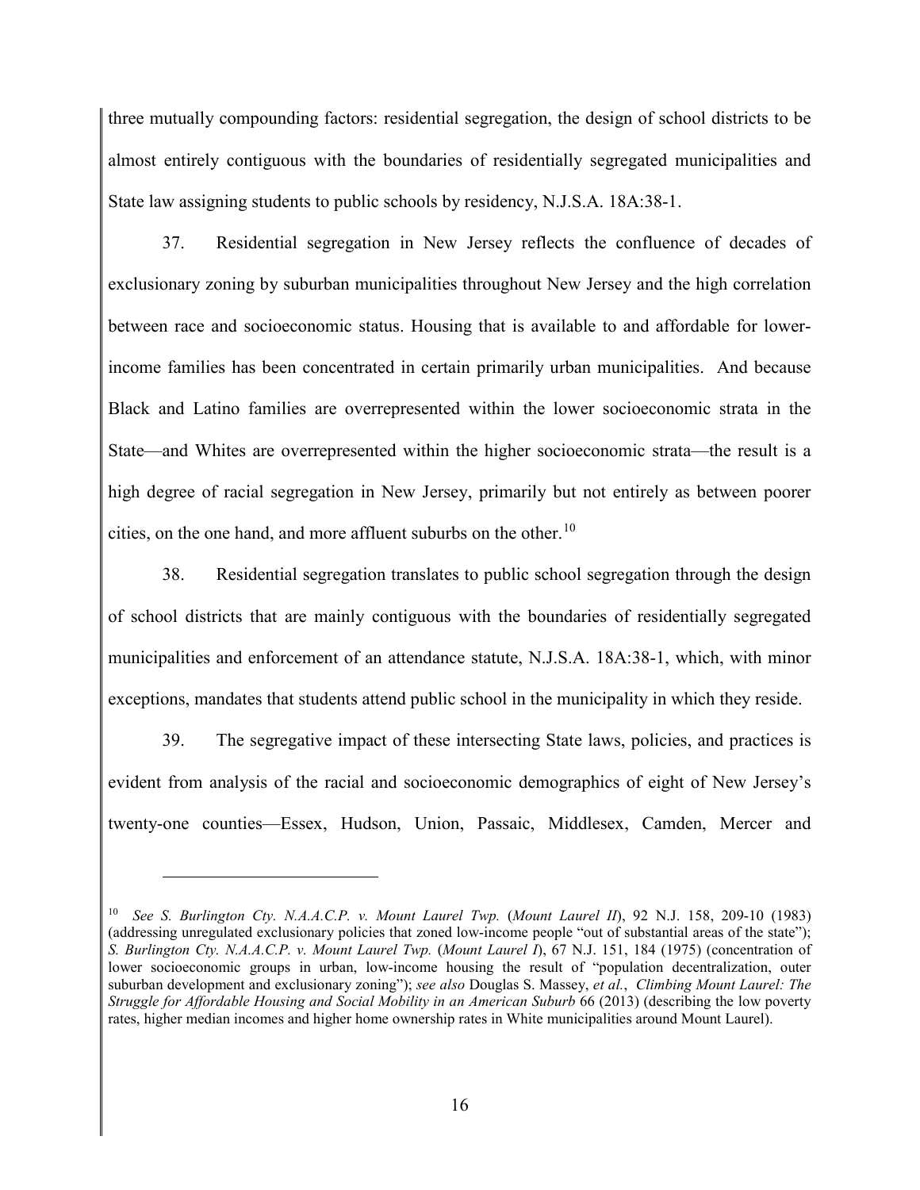three mutually compounding factors: residential segregation, the design of school districts to be almost entirely contiguous with the boundaries of residentially segregated municipalities and State law assigning students to public schools by residency, N.J.S.A. 18A:38-1.

37. Residential segregation in New Jersey reflects the confluence of decades of exclusionary zoning by suburban municipalities throughout New Jersey and the high correlation between race and socioeconomic status. Housing that is available to and affordable for lower-income families has been concentrated in certain primarily urban municipalities. And because Black and Latino families are overrepresented within the lower socioeconomic strata in the State—and Whites are overrepresented within the higher socioeconomic strata—the result is a high degree of racial segregation in New Jersey, primarily but not entirely as between poorer cities, on the one hand, and more affluent suburbs on the other.[10]

38. Residential segregation translates to public school segregation through the design of school districts that are mainly contiguous with the boundaries of residentially segregated municipalities and enforcement of an attendance statute, N.J.S.A. 18A:38-1, which, with minor exceptions, mandates that students attend public school in the municipality in which they reside.

39. The segregative impact of these intersecting State laws, policies, and practices is evident from analysis of the racial and socioeconomic demographics of eight of New Jersey's twenty-one counties—Essex, Hudson, Union, Passaic, Middlesex, Camden, Mercer and

---

[10] *See S. Burlington Cty. N.A.A.C.P. v. Mount Laurel Twp.* (*Mount Laurel II*), 92 N.J. 158, 209-10 (1983) (addressing unregulated exclusionary policies that zoned low-income people "out of substantial areas of the state"); *S. Burlington Cty. N.A.A.C.P. v. Mount Laurel Twp.* (*Mount Laurel I*), 67 N.J. 151, 184 (1975) (concentration of lower socioeconomic groups in urban, low-income housing the result of "population decentralization, outer suburban development and exclusionary zoning"); *see also* Douglas S. Massey, *et al.*, *Climbing Mount Laurel: The Struggle for Affordable Housing and Social Mobility in an American Suburb* 66 (2013) (describing the low poverty rates, higher median incomes and higher home ownership rates in White municipalities around Mount Laurel).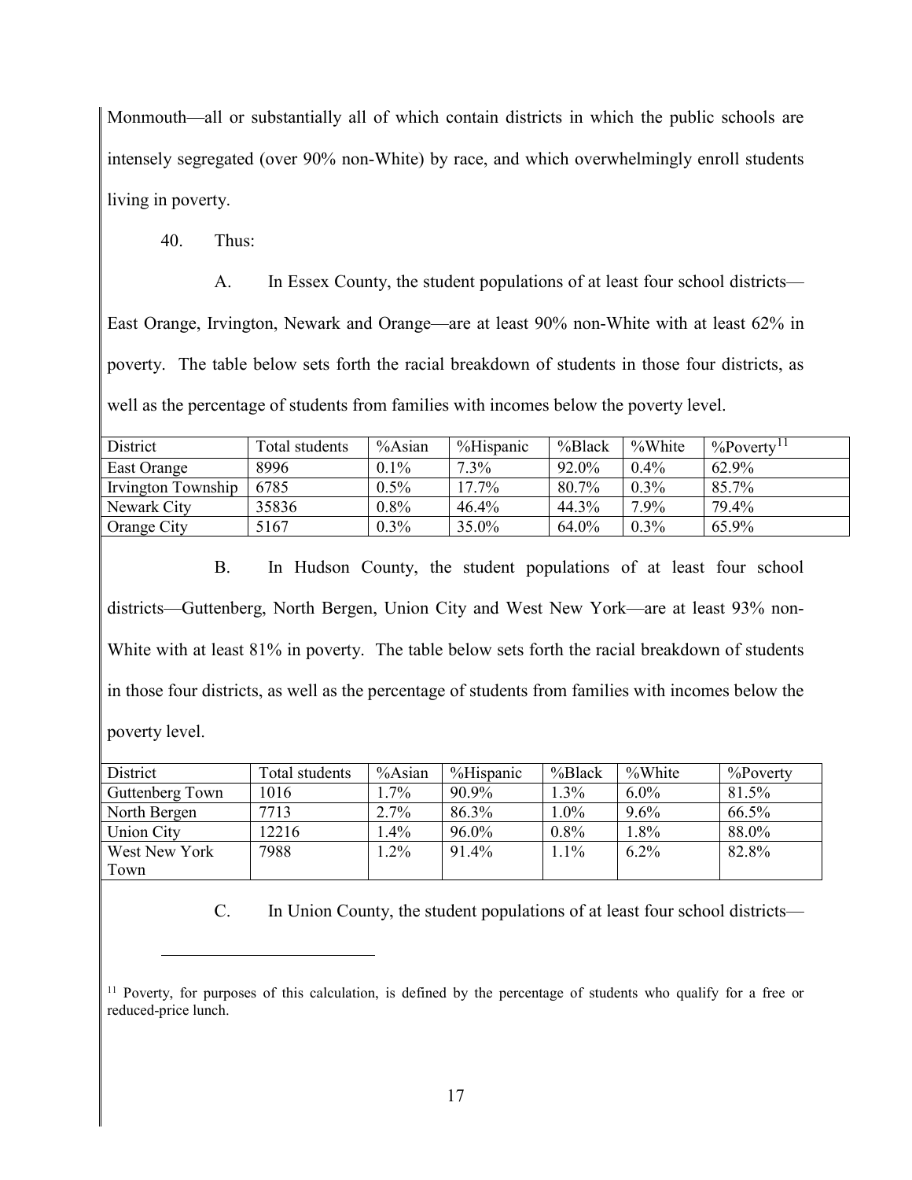Monmouth—all or substantially all of which contain districts in which the public schools are intensely segregated (over 90% non-White) by race, and which overwhelmingly enroll students living in poverty.

40. Thus:

A. In Essex County, the student populations of at least four school districts—East Orange, Irvington, Newark and Orange—are at least 90% non-White with at least 62% in poverty. The table below sets forth the racial breakdown of students in those four districts, as well as the percentage of students from families with incomes below the poverty level.

| District | Total students | %Asian | %Hispanic | %Black | %White | %Poverty[11] |
|---|---|---|---|---|---|---|
| East Orange | 8996 | 0.1% | 7.3% | 92.0% | 0.4% | 62.9% |
| Irvington Township | 6785 | 0.5% | 17.7% | 80.7% | 0.3% | 85.7% |
| Newark City | 35836 | 0.8% | 46.4% | 44.3% | 7.9% | 79.4% |
| Orange City | 5167 | 0.3% | 35.0% | 64.0% | 0.3% | 65.9% |

B. In Hudson County, the student populations of at least four school districts—Guttenberg, North Bergen, Union City and West New York—are at least 93% non-White with at least 81% in poverty. The table below sets forth the racial breakdown of students in those four districts, as well as the percentage of students from families with incomes below the poverty level.

| District | Total students | %Asian | %Hispanic | %Black | %White | %Poverty |
|---|---|---|---|---|---|---|
| Guttenberg Town | 1016 | 1.7% | 90.9% | 1.3% | 6.0% | 81.5% |
| North Bergen | 7713 | 2.7% | 86.3% | 1.0% | 9.6% | 66.5% |
| Union City | 12216 | 1.4% | 96.0% | 0.8% | 1.8% | 88.0% |
| West New York Town | 7988 | 1.2% | 91.4% | 1.1% | 6.2% | 82.8% |

C. In Union County, the student populations of at least four school districts—

[11] Poverty, for purposes of this calculation, is defined by the percentage of students who qualify for a free or reduced-price lunch.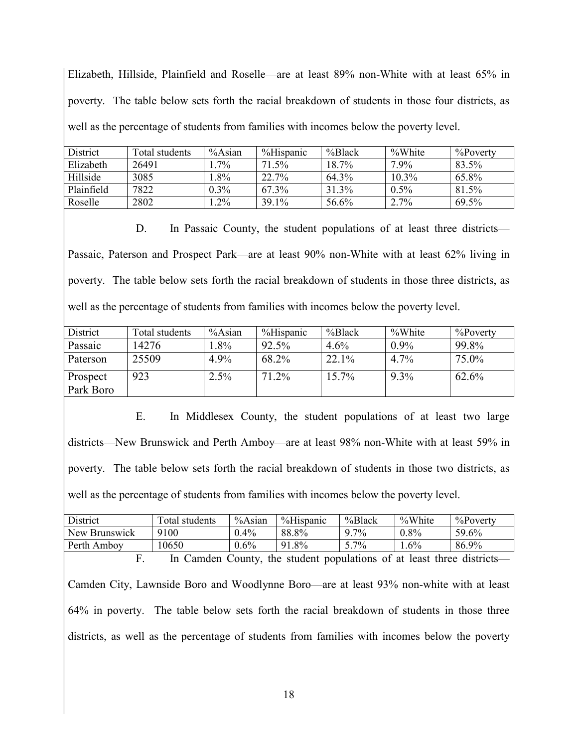Elizabeth, Hillside, Plainfield and Roselle—are at least 89% non-White with at least 65% in poverty. The table below sets forth the racial breakdown of students in those four districts, as well as the percentage of students from families with incomes below the poverty level.

| District | Total students | %Asian | %Hispanic | %Black | %White | %Poverty |
|---|---|---|---|---|---|---|
| Elizabeth | 26491 | 1.7% | 71.5% | 18.7% | 7.9% | 83.5% |
| Hillside | 3085 | 1.8% | 22.7% | 64.3% | 10.3% | 65.8% |
| Plainfield | 7822 | 0.3% | 67.3% | 31.3% | 0.5% | 81.5% |
| Roselle | 2802 | 1.2% | 39.1% | 56.6% | 2.7% | 69.5% |

D. In Passaic County, the student populations of at least three districts—Passaic, Paterson and Prospect Park—are at least 90% non-White with at least 62% living in poverty. The table below sets forth the racial breakdown of students in those three districts, as well as the percentage of students from families with incomes below the poverty level.

| District | Total students | %Asian | %Hispanic | %Black | %White | %Poverty |
|---|---|---|---|---|---|---|
| Passaic | 14276 | 1.8% | 92.5% | 4.6% | 0.9% | 99.8% |
| Paterson | 25509 | 4.9% | 68.2% | 22.1% | 4.7% | 75.0% |
| Prospect Park Boro | 923 | 2.5% | 71.2% | 15.7% | 9.3% | 62.6% |

E. In Middlesex County, the student populations of at least two large districts—New Brunswick and Perth Amboy—are at least 98% non-White with at least 59% in poverty. The table below sets forth the racial breakdown of students in those two districts, as well as the percentage of students from families with incomes below the poverty level.

| District | Total students | %Asian | %Hispanic | %Black | %White | %Poverty |
|---|---|---|---|---|---|---|
| New Brunswick | 9100 | 0.4% | 88.8% | 9.7% | 0.8% | 59.6% |
| Perth Amboy | 10650 | 0.6% | 91.8% | 5.7% | 1.6% | 86.9% |

F. In Camden County, the student populations of at least three districts—Camden City, Lawnside Boro and Woodlynne Boro—are at least 93% non-white with at least 64% in poverty. The table below sets forth the racial breakdown of students in those three districts, as well as the percentage of students from families with incomes below the poverty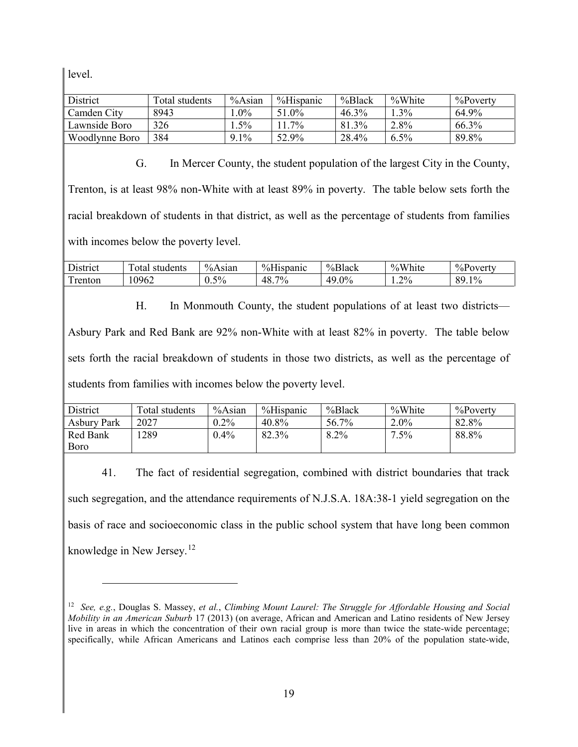level.

| District | Total students | %Asian | %Hispanic | %Black | %White | %Poverty |
|---|---|---|---|---|---|---|
| Camden City | 8943 | 1.0% | 51.0% | 46.3% | 1.3% | 64.9% |
| Lawnside Boro | 326 | 1.5% | 11.7% | 81.3% | 2.8% | 66.3% |
| Woodlynne Boro | 384 | 9.1% | 52.9% | 28.4% | 6.5% | 89.8% |

G. In Mercer County, the student population of the largest City in the County, Trenton, is at least 98% non-White with at least 89% in poverty. The table below sets forth the racial breakdown of students in that district, as well as the percentage of students from families with incomes below the poverty level.

| District | Total students | %Asian | %Hispanic | %Black | %White | %Poverty |
|---|---|---|---|---|---|---|
| Trenton | 10962 | 0.5% | 48.7% | 49.0% | 1.2% | 89.1% |

H. In Monmouth County, the student populations of at least two districts—Asbury Park and Red Bank are 92% non-White with at least 82% in poverty. The table below sets forth the racial breakdown of students in those two districts, as well as the percentage of students from families with incomes below the poverty level.

| District | Total students | %Asian | %Hispanic | %Black | %White | %Poverty |
|---|---|---|---|---|---|---|
| Asbury Park | 2027 | 0.2% | 40.8% | 56.7% | 2.0% | 82.8% |
| Red Bank Boro | 1289 | 0.4% | 82.3% | 8.2% | 7.5% | 88.8% |

41. The fact of residential segregation, combined with district boundaries that track such segregation, and the attendance requirements of N.J.S.A. 18A:38-1 yield segregation on the basis of race and socioeconomic class in the public school system that have long been common knowledge in New Jersey.[12]

---

[12] *See, e.g.*, Douglas S. Massey, *et al.*, *Climbing Mount Laurel: The Struggle for Affordable Housing and Social Mobility in an American Suburb* 17 (2013) (on average, African and American and Latino residents of New Jersey live in areas in which the concentration of their own racial group is more than twice the state-wide percentage; specifically, while African Americans and Latinos each comprise less than 20% of the population state-wide,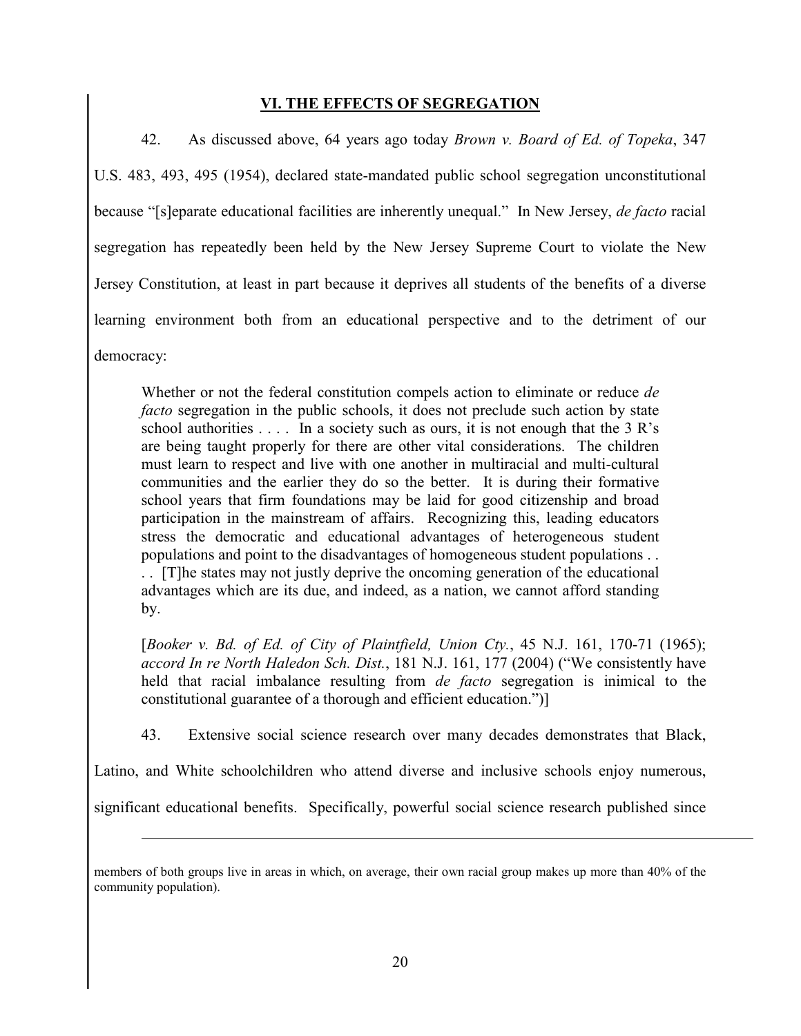## VI. THE EFFECTS OF SEGREGATION

42. As discussed above, 64 years ago today *Brown v. Board of Ed. of Topeka*, 347 U.S. 483, 493, 495 (1954), declared state-mandated public school segregation unconstitutional because "[s]eparate educational facilities are inherently unequal." In New Jersey, *de facto* racial segregation has repeatedly been held by the New Jersey Supreme Court to violate the New Jersey Constitution, at least in part because it deprives all students of the benefits of a diverse learning environment both from an educational perspective and to the detriment of our democracy:

> Whether or not the federal constitution compels action to eliminate or reduce *de facto* segregation in the public schools, it does not preclude such action by state school authorities . . . . In a society such as ours, it is not enough that the 3 R's are being taught properly for there are other vital considerations. The children must learn to respect and live with one another in multiracial and multi-cultural communities and the earlier they do so the better. It is during their formative school years that firm foundations may be laid for good citizenship and broad participation in the mainstream of affairs. Recognizing this, leading educators stress the democratic and educational advantages of heterogeneous student populations and point to the disadvantages of homogeneous student populations . . . . [T]he states may not justly deprive the oncoming generation of the educational advantages which are its due, and indeed, as a nation, we cannot afford standing by.
>
> [*Booker v. Bd. of Ed. of City of Plaintfield, Union Cty.*, 45 N.J. 161, 170-71 (1965); *accord In re North Haledon Sch. Dist.*, 181 N.J. 161, 177 (2004) ("We consistently have held that racial imbalance resulting from *de facto* segregation is inimical to the constitutional guarantee of a thorough and efficient education.")]

43. Extensive social science research over many decades demonstrates that Black, Latino, and White schoolchildren who attend diverse and inclusive schools enjoy numerous, significant educational benefits. Specifically, powerful social science research published since

---

members of both groups live in areas in which, on average, their own racial group makes up more than 40% of the community population).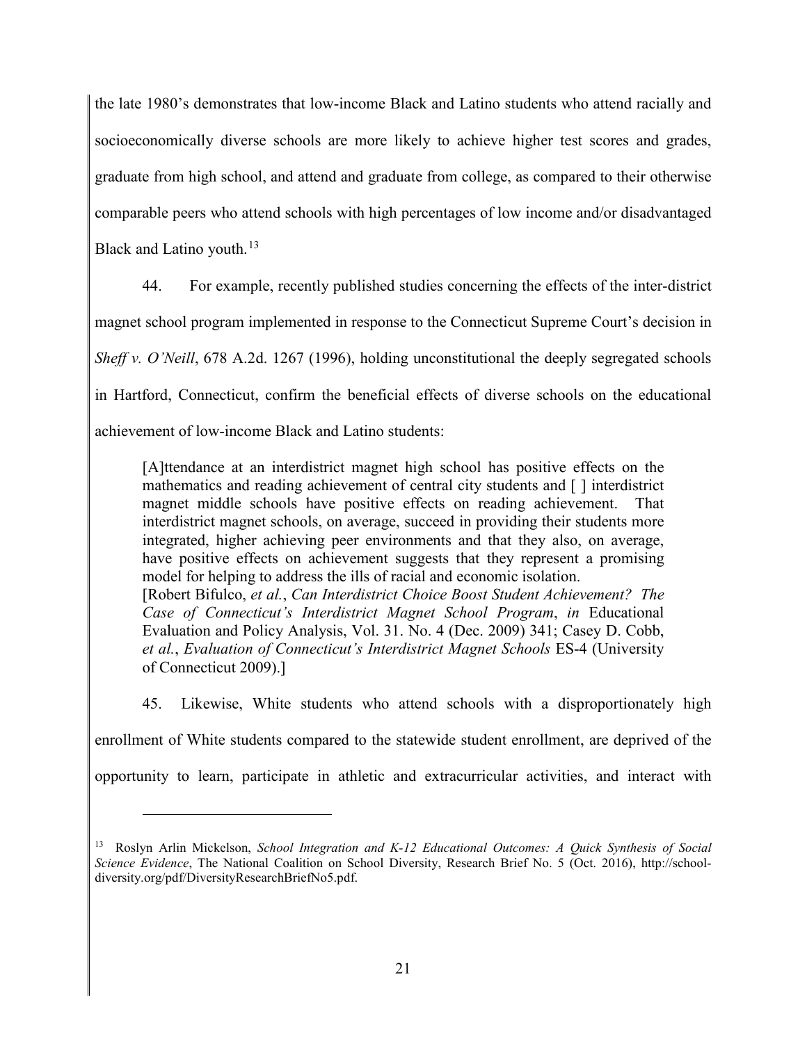the late 1980's demonstrates that low-income Black and Latino students who attend racially and socioeconomically diverse schools are more likely to achieve higher test scores and grades, graduate from high school, and attend and graduate from college, as compared to their otherwise comparable peers who attend schools with high percentages of low income and/or disadvantaged Black and Latino youth.[13]

44. For example, recently published studies concerning the effects of the inter-district magnet school program implemented in response to the Connecticut Supreme Court's decision in *Sheff v. O'Neill*, 678 A.2d. 1267 (1996), holding unconstitutional the deeply segregated schools in Hartford, Connecticut, confirm the beneficial effects of diverse schools on the educational achievement of low-income Black and Latino students:

> [A]ttendance at an interdistrict magnet high school has positive effects on the mathematics and reading achievement of central city students and [ ] interdistrict magnet middle schools have positive effects on reading achievement. That interdistrict magnet schools, on average, succeed in providing their students more integrated, higher achieving peer environments and that they also, on average, have positive effects on achievement suggests that they represent a promising model for helping to address the ills of racial and economic isolation.
> [Robert Bifulco, *et al.*, *Can Interdistrict Choice Boost Student Achievement? The Case of Connecticut's Interdistrict Magnet School Program*, *in* Educational Evaluation and Policy Analysis, Vol. 31. No. 4 (Dec. 2009) 341; Casey D. Cobb, *et al.*, *Evaluation of Connecticut's Interdistrict Magnet Schools* ES-4 (University of Connecticut 2009).]

45. Likewise, White students who attend schools with a disproportionately high enrollment of White students compared to the statewide student enrollment, are deprived of the opportunity to learn, participate in athletic and extracurricular activities, and interact with

---

[13] Roslyn Arlin Mickelson, *School Integration and K-12 Educational Outcomes: A Quick Synthesis of Social Science Evidence*, The National Coalition on School Diversity, Research Brief No. 5 (Oct. 2016), http://school-diversity.org/pdf/DiversityResearchBriefNo5.pdf.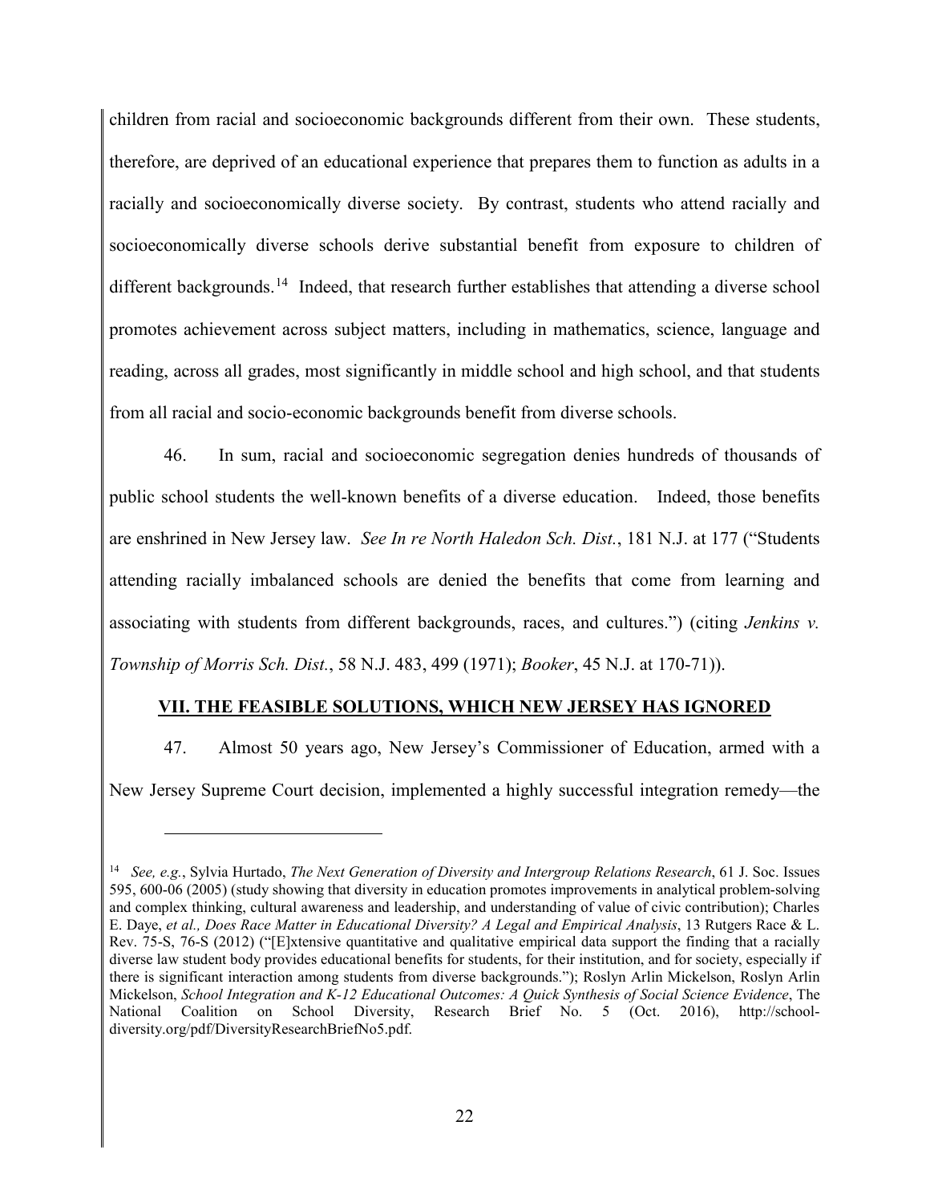children from racial and socioeconomic backgrounds different from their own. These students, therefore, are deprived of an educational experience that prepares them to function as adults in a racially and socioeconomically diverse society. By contrast, students who attend racially and socioeconomically diverse schools derive substantial benefit from exposure to children of different backgrounds.[14] Indeed, that research further establishes that attending a diverse school promotes achievement across subject matters, including in mathematics, science, language and reading, across all grades, most significantly in middle school and high school, and that students from all racial and socio-economic backgrounds benefit from diverse schools.

46. In sum, racial and socioeconomic segregation denies hundreds of thousands of public school students the well-known benefits of a diverse education. Indeed, those benefits are enshrined in New Jersey law. *See In re North Haledon Sch. Dist.*, 181 N.J. at 177 ("Students attending racially imbalanced schools are denied the benefits that come from learning and associating with students from different backgrounds, races, and cultures.") (citing *Jenkins v. Township of Morris Sch. Dist.*, 58 N.J. 483, 499 (1971); *Booker*, 45 N.J. at 170-71)).

## **VII. THE FEASIBLE SOLUTIONS, WHICH NEW JERSEY HAS IGNORED**

47. Almost 50 years ago, New Jersey's Commissioner of Education, armed with a New Jersey Supreme Court decision, implemented a highly successful integration remedy—the

---

[14] *See, e.g.*, Sylvia Hurtado, *The Next Generation of Diversity and Intergroup Relations Research*, 61 J. Soc. Issues 595, 600-06 (2005) (study showing that diversity in education promotes improvements in analytical problem-solving and complex thinking, cultural awareness and leadership, and understanding of value of civic contribution); Charles E. Daye, *et al., Does Race Matter in Educational Diversity? A Legal and Empirical Analysis*, 13 Rutgers Race & L. Rev. 75-S, 76-S (2012) ("[E]xtensive quantitative and qualitative empirical data support the finding that a racially diverse law student body provides educational benefits for students, for their institution, and for society, especially if there is significant interaction among students from diverse backgrounds."); Roslyn Arlin Mickelson, Roslyn Arlin Mickelson, *School Integration and K-12 Educational Outcomes: A Quick Synthesis of Social Science Evidence*, The National Coalition on School Diversity, Research Brief No. 5 (Oct. 2016), http://school-diversity.org/pdf/DiversityResearchBriefNo5.pdf.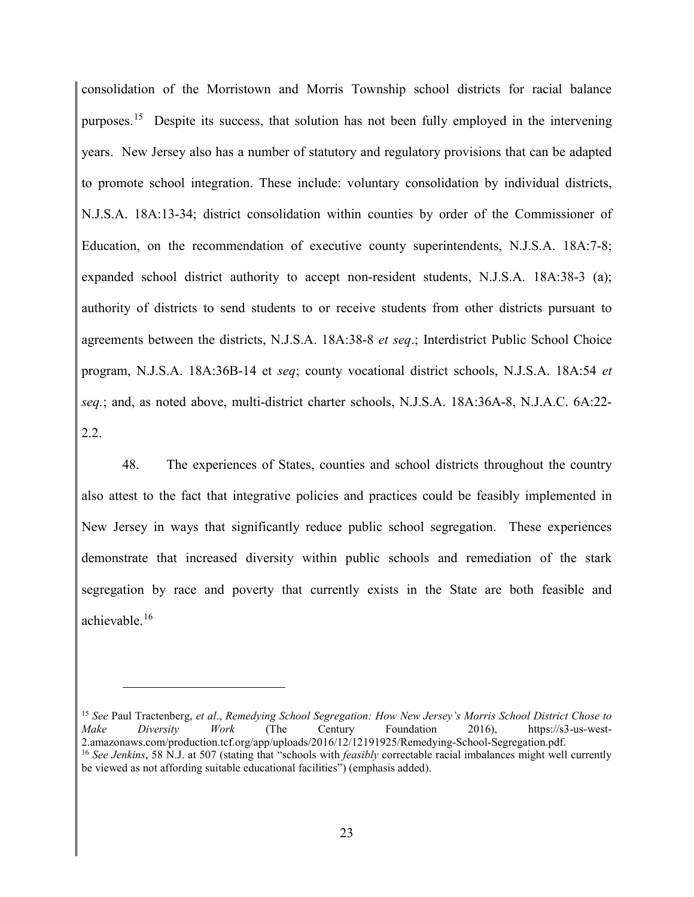consolidation of the Morristown and Morris Township school districts for racial balance purposes.[15] Despite its success, that solution has not been fully employed in the intervening years. New Jersey also has a number of statutory and regulatory provisions that can be adapted to promote school integration. These include: voluntary consolidation by individual districts, N.J.S.A. 18A:13-34; district consolidation within counties by order of the Commissioner of Education, on the recommendation of executive county superintendents, N.J.S.A. 18A:7-8; expanded school district authority to accept non-resident students, N.J.S.A. 18A:38-3 (a); authority of districts to send students to or receive students from other districts pursuant to agreements between the districts, N.J.S.A. 18A:38-8 *et seq*.; Interdistrict Public School Choice program, N.J.S.A. 18A:36B-14 et *seq*; county vocational district schools, N.J.S.A. 18A:54 *et seq.*; and, as noted above, multi-district charter schools, N.J.S.A. 18A:36A-8, N.J.A.C. 6A:22-2.2.

48. The experiences of States, counties and school districts throughout the country also attest to the fact that integrative policies and practices could be feasibly implemented in New Jersey in ways that significantly reduce public school segregation. These experiences demonstrate that increased diversity within public schools and remediation of the stark segregation by race and poverty that currently exists in the State are both feasible and achievable.[16]

---

[15] *See* Paul Tractenberg, *et al*., *Remedying School Segregation: How New Jersey's Morris School District Chose to Make Diversity Work* (The Century Foundation 2016), https://s3-us-west-2.amazonaws.com/production.tcf.org/app/uploads/2016/12/12191925/Remedying-School-Segregation.pdf.

[16] *See Jenkins*, 58 N.J. at 507 (stating that "schools with *feasibly* correctable racial imbalances might well currently be viewed as not affording suitable educational facilities") (emphasis added).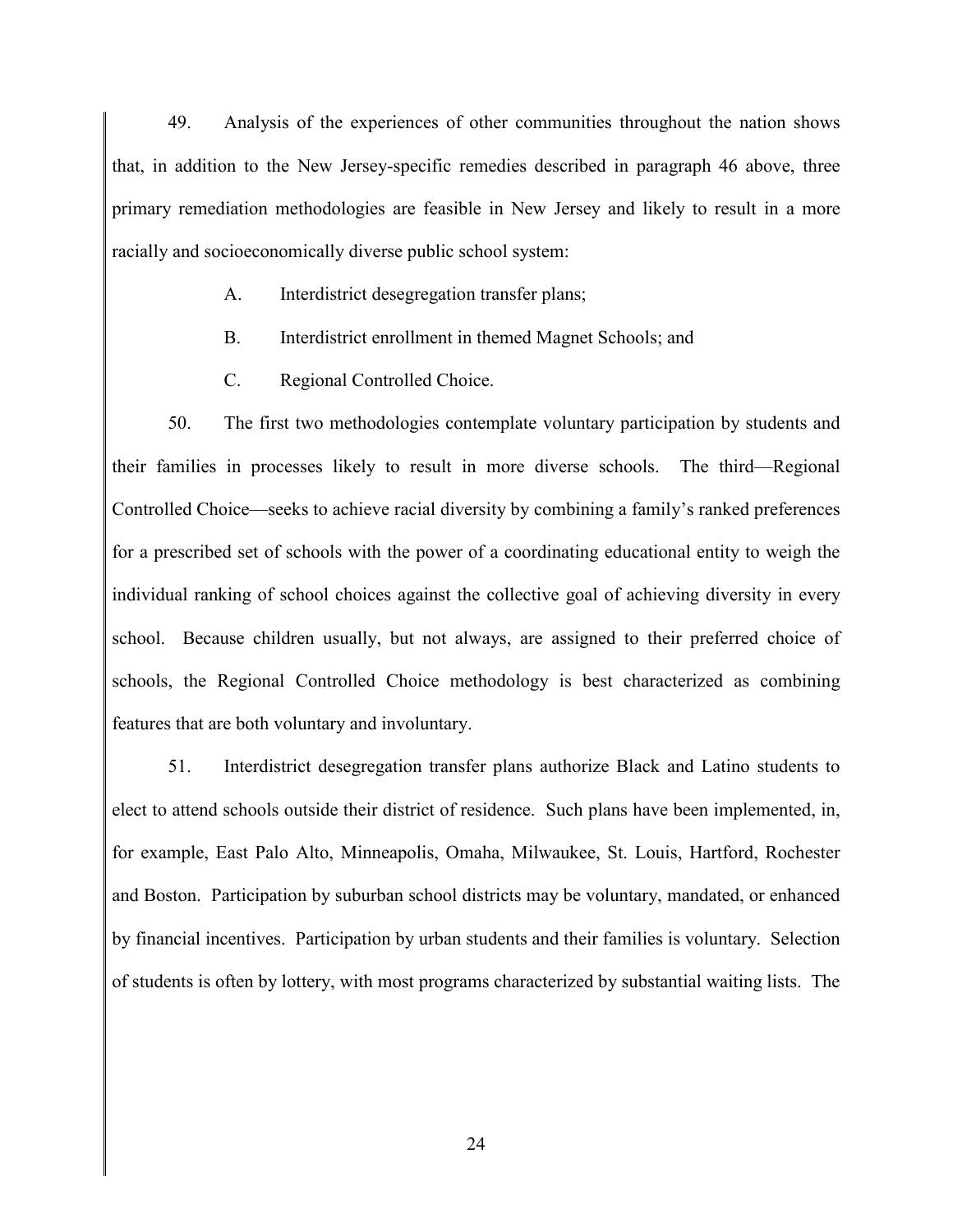49. Analysis of the experiences of other communities throughout the nation shows that, in addition to the New Jersey-specific remedies described in paragraph 46 above, three primary remediation methodologies are feasible in New Jersey and likely to result in a more racially and socioeconomically diverse public school system:

A. Interdistrict desegregation transfer plans;

B. Interdistrict enrollment in themed Magnet Schools; and

C. Regional Controlled Choice.

50. The first two methodologies contemplate voluntary participation by students and their families in processes likely to result in more diverse schools. The third—Regional Controlled Choice—seeks to achieve racial diversity by combining a family's ranked preferences for a prescribed set of schools with the power of a coordinating educational entity to weigh the individual ranking of school choices against the collective goal of achieving diversity in every school. Because children usually, but not always, are assigned to their preferred choice of schools, the Regional Controlled Choice methodology is best characterized as combining features that are both voluntary and involuntary.

51. Interdistrict desegregation transfer plans authorize Black and Latino students to elect to attend schools outside their district of residence. Such plans have been implemented, in, for example, East Palo Alto, Minneapolis, Omaha, Milwaukee, St. Louis, Hartford, Rochester and Boston. Participation by suburban school districts may be voluntary, mandated, or enhanced by financial incentives. Participation by urban students and their families is voluntary. Selection of students is often by lottery, with most programs characterized by substantial waiting lists. The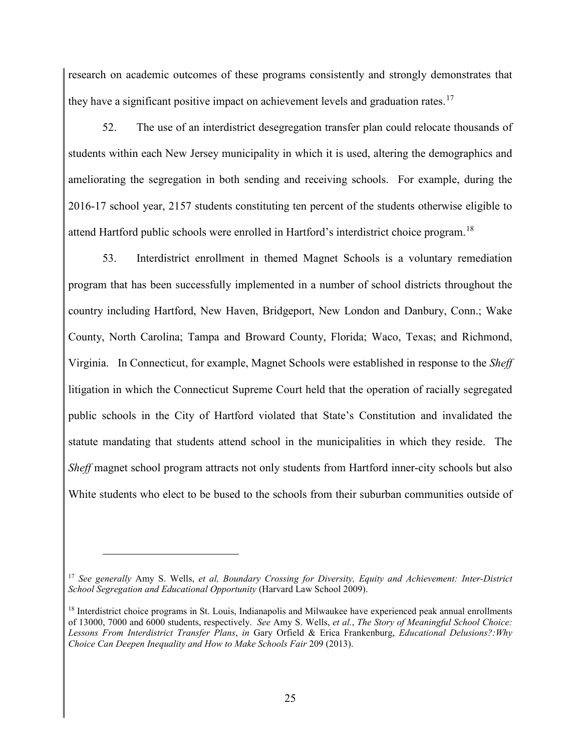research on academic outcomes of these programs consistently and strongly demonstrates that they have a significant positive impact on achievement levels and graduation rates.[17]

52. The use of an interdistrict desegregation transfer plan could relocate thousands of students within each New Jersey municipality in which it is used, altering the demographics and ameliorating the segregation in both sending and receiving schools. For example, during the 2016-17 school year, 2157 students constituting ten percent of the students otherwise eligible to attend Hartford public schools were enrolled in Hartford's interdistrict choice program.[18]

53. Interdistrict enrollment in themed Magnet Schools is a voluntary remediation program that has been successfully implemented in a number of school districts throughout the country including Hartford, New Haven, Bridgeport, New London and Danbury, Conn.; Wake County, North Carolina; Tampa and Broward County, Florida; Waco, Texas; and Richmond, Virginia. In Connecticut, for example, Magnet Schools were established in response to the *Sheff* litigation in which the Connecticut Supreme Court held that the operation of racially segregated public schools in the City of Hartford violated that State's Constitution and invalidated the statute mandating that students attend school in the municipalities in which they reside. The *Sheff* magnet school program attracts not only students from Hartford inner-city schools but also White students who elect to be bused to the schools from their suburban communities outside of

---

[17] *See generally* Amy S. Wells, *et al, Boundary Crossing for Diversity, Equity and Achievement: Inter-District School Segregation and Educational Opportunity* (Harvard Law School 2009).

[18] Interdistrict choice programs in St. Louis, Indianapolis and Milwaukee have experienced peak annual enrollments of 13000, 7000 and 6000 students, respectively. *See* Amy S. Wells, *et al.*, *The Story of Meaningful School Choice: Lessons From Interdistrict Transfer Plans*, *in* Gary Orfield & Erica Frankenburg, *Educational Delusions?:Why Choice Can Deepen Inequality and How to Make Schools Fair* 209 (2013).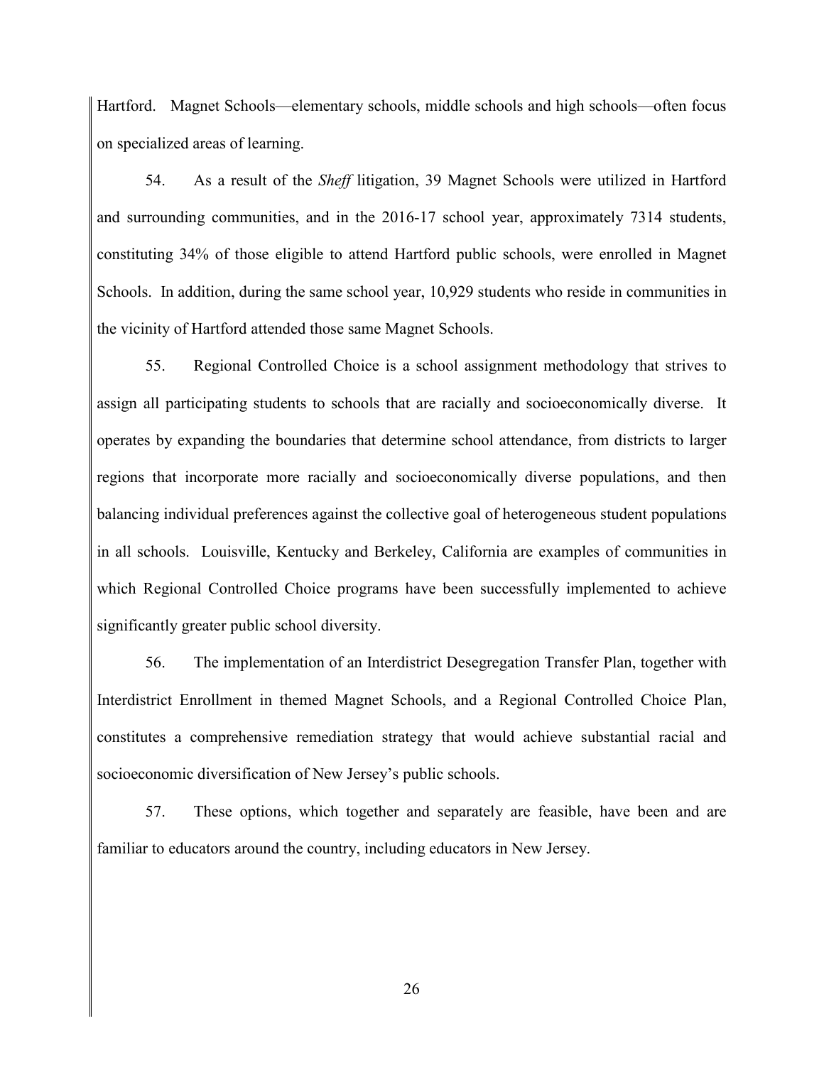Hartford. Magnet Schools—elementary schools, middle schools and high schools—often focus on specialized areas of learning.

54. As a result of the *Sheff* litigation, 39 Magnet Schools were utilized in Hartford and surrounding communities, and in the 2016-17 school year, approximately 7314 students, constituting 34% of those eligible to attend Hartford public schools, were enrolled in Magnet Schools. In addition, during the same school year, 10,929 students who reside in communities in the vicinity of Hartford attended those same Magnet Schools.

55. Regional Controlled Choice is a school assignment methodology that strives to assign all participating students to schools that are racially and socioeconomically diverse. It operates by expanding the boundaries that determine school attendance, from districts to larger regions that incorporate more racially and socioeconomically diverse populations, and then balancing individual preferences against the collective goal of heterogeneous student populations in all schools. Louisville, Kentucky and Berkeley, California are examples of communities in which Regional Controlled Choice programs have been successfully implemented to achieve significantly greater public school diversity.

56. The implementation of an Interdistrict Desegregation Transfer Plan, together with Interdistrict Enrollment in themed Magnet Schools, and a Regional Controlled Choice Plan, constitutes a comprehensive remediation strategy that would achieve substantial racial and socioeconomic diversification of New Jersey's public schools.

57. These options, which together and separately are feasible, have been and are familiar to educators around the country, including educators in New Jersey.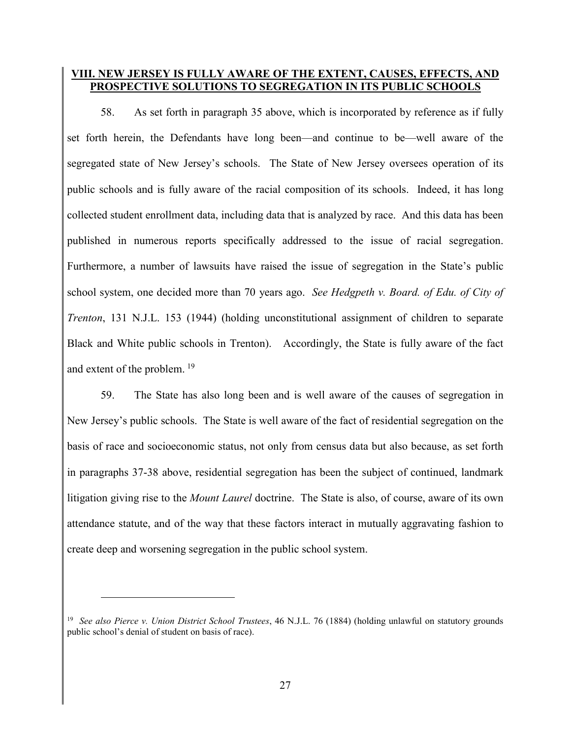## VIII. NEW JERSEY IS FULLY AWARE OF THE EXTENT, CAUSES, EFFECTS, AND PROSPECTIVE SOLUTIONS TO SEGREGATION IN ITS PUBLIC SCHOOLS

58. As set forth in paragraph 35 above, which is incorporated by reference as if fully set forth herein, the Defendants have long been—and continue to be—well aware of the segregated state of New Jersey's schools. The State of New Jersey oversees operation of its public schools and is fully aware of the racial composition of its schools. Indeed, it has long collected student enrollment data, including data that is analyzed by race. And this data has been published in numerous reports specifically addressed to the issue of racial segregation. Furthermore, a number of lawsuits have raised the issue of segregation in the State's public school system, one decided more than 70 years ago. *See Hedgpeth v. Board. of Edu. of City of Trenton*, 131 N.J.L. 153 (1944) (holding unconstitutional assignment of children to separate Black and White public schools in Trenton). Accordingly, the State is fully aware of the fact and extent of the problem. [19]

59. The State has also long been and is well aware of the causes of segregation in New Jersey's public schools. The State is well aware of the fact of residential segregation on the basis of race and socioeconomic status, not only from census data but also because, as set forth in paragraphs 37-38 above, residential segregation has been the subject of continued, landmark litigation giving rise to the *Mount Laurel* doctrine. The State is also, of course, aware of its own attendance statute, and of the way that these factors interact in mutually aggravating fashion to create deep and worsening segregation in the public school system.

---

[19] *See also Pierce v. Union District School Trustees*, 46 N.J.L. 76 (1884) (holding unlawful on statutory grounds public school's denial of student on basis of race).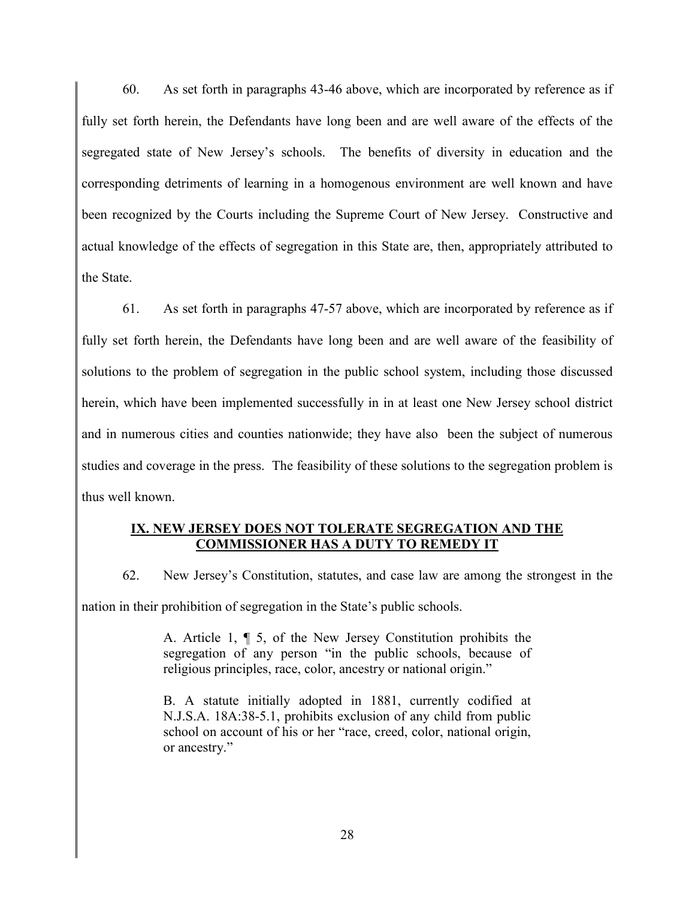60. As set forth in paragraphs 43-46 above, which are incorporated by reference as if fully set forth herein, the Defendants have long been and are well aware of the effects of the segregated state of New Jersey's schools. The benefits of diversity in education and the corresponding detriments of learning in a homogenous environment are well known and have been recognized by the Courts including the Supreme Court of New Jersey. Constructive and actual knowledge of the effects of segregation in this State are, then, appropriately attributed to the State.

61. As set forth in paragraphs 47-57 above, which are incorporated by reference as if fully set forth herein, the Defendants have long been and are well aware of the feasibility of solutions to the problem of segregation in the public school system, including those discussed herein, which have been implemented successfully in in at least one New Jersey school district and in numerous cities and counties nationwide; they have also been the subject of numerous studies and coverage in the press. The feasibility of these solutions to the segregation problem is thus well known.

## IX. NEW JERSEY DOES NOT TOLERATE SEGREGATION AND THE COMMISSIONER HAS A DUTY TO REMEDY IT

62. New Jersey's Constitution, statutes, and case law are among the strongest in the nation in their prohibition of segregation in the State's public schools.

> A. Article 1, ¶ 5, of the New Jersey Constitution prohibits the segregation of any person "in the public schools, because of religious principles, race, color, ancestry or national origin."
>
> B. A statute initially adopted in 1881, currently codified at N.J.S.A. 18A:38-5.1, prohibits exclusion of any child from public school on account of his or her "race, creed, color, national origin, or ancestry."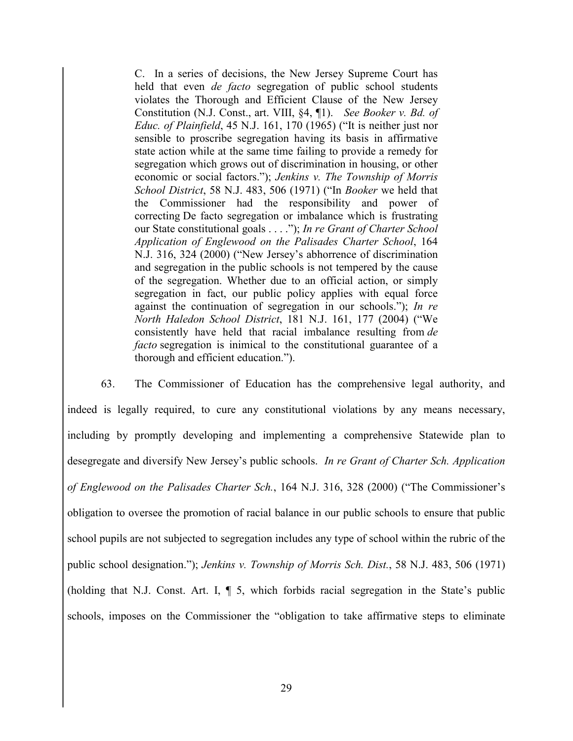C. In a series of decisions, the New Jersey Supreme Court has held that even *de facto* segregation of public school students violates the Thorough and Efficient Clause of the New Jersey Constitution (N.J. Const., art. VIII, §4, ¶1). *See Booker v. Bd. of Educ. of Plainfield*, 45 N.J. 161, 170 (1965) ("It is neither just nor sensible to proscribe segregation having its basis in affirmative state action while at the same time failing to provide a remedy for segregation which grows out of discrimination in housing, or other economic or social factors."); *Jenkins v. The Township of Morris School District*, 58 N.J. 483, 506 (1971) ("In *Booker* we held that the Commissioner had the responsibility and power of correcting De facto segregation or imbalance which is frustrating our State constitutional goals . . . ."); *In re Grant of Charter School Application of Englewood on the Palisades Charter School*, 164 N.J. 316, 324 (2000) ("New Jersey's abhorrence of discrimination and segregation in the public schools is not tempered by the cause of the segregation. Whether due to an official action, or simply segregation in fact, our public policy applies with equal force against the continuation of segregation in our schools."); *In re North Haledon School District*, 181 N.J. 161, 177 (2004) ("We consistently have held that racial imbalance resulting from *de facto* segregation is inimical to the constitutional guarantee of a thorough and efficient education.").

63. The Commissioner of Education has the comprehensive legal authority, and indeed is legally required, to cure any constitutional violations by any means necessary, including by promptly developing and implementing a comprehensive Statewide plan to desegregate and diversify New Jersey's public schools. *In re Grant of Charter Sch. Application of Englewood on the Palisades Charter Sch.*, 164 N.J. 316, 328 (2000) ("The Commissioner's obligation to oversee the promotion of racial balance in our public schools to ensure that public school pupils are not subjected to segregation includes any type of school within the rubric of the public school designation."); *Jenkins v. Township of Morris Sch. Dist.*, 58 N.J. 483, 506 (1971) (holding that N.J. Const. Art. I, ¶ 5, which forbids racial segregation in the State's public schools, imposes on the Commissioner the "obligation to take affirmative steps to eliminate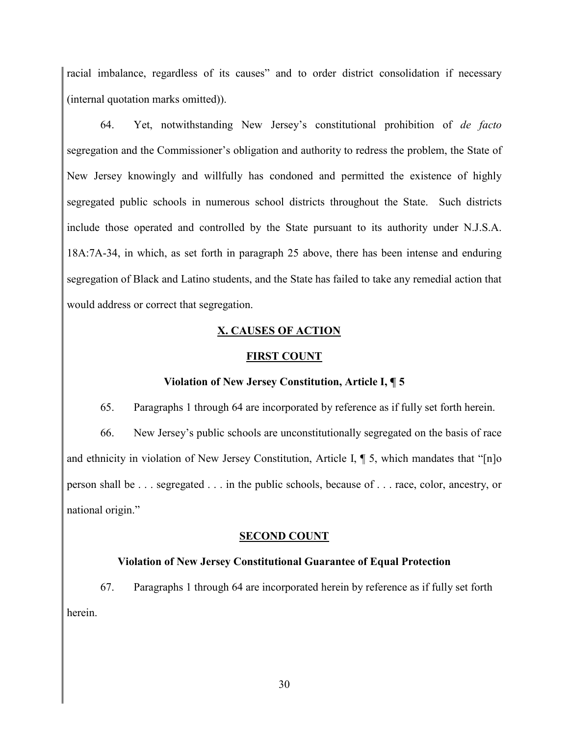racial imbalance, regardless of its causes" and to order district consolidation if necessary (internal quotation marks omitted)).

64. Yet, notwithstanding New Jersey's constitutional prohibition of *de facto* segregation and the Commissioner's obligation and authority to redress the problem, the State of New Jersey knowingly and willfully has condoned and permitted the existence of highly segregated public schools in numerous school districts throughout the State. Such districts include those operated and controlled by the State pursuant to its authority under N.J.S.A. 18A:7A-34, in which, as set forth in paragraph 25 above, there has been intense and enduring segregation of Black and Latino students, and the State has failed to take any remedial action that would address or correct that segregation.

## X. CAUSES OF ACTION

### FIRST COUNT

#### Violation of New Jersey Constitution, Article I, ¶ 5

65. Paragraphs 1 through 64 are incorporated by reference as if fully set forth herein.

66. New Jersey's public schools are unconstitutionally segregated on the basis of race and ethnicity in violation of New Jersey Constitution, Article I, ¶ 5, which mandates that "[n]o person shall be . . . segregated . . . in the public schools, because of . . . race, color, ancestry, or national origin."

### SECOND COUNT

#### Violation of New Jersey Constitutional Guarantee of Equal Protection

67. Paragraphs 1 through 64 are incorporated herein by reference as if fully set forth herein.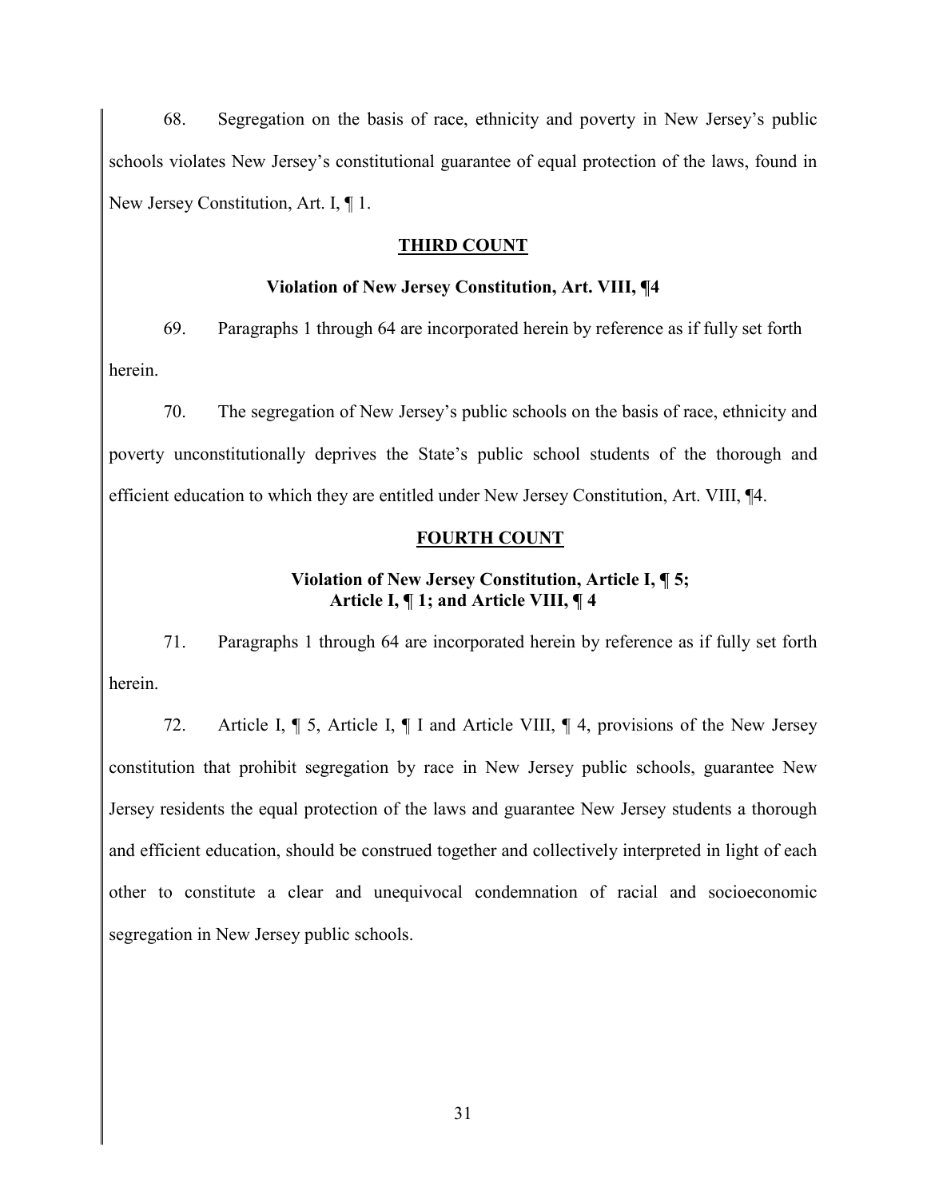68. Segregation on the basis of race, ethnicity and poverty in New Jersey's public schools violates New Jersey's constitutional guarantee of equal protection of the laws, found in New Jersey Constitution, Art. I, ¶ 1.

## THIRD COUNT

### Violation of New Jersey Constitution, Art. VIII, ¶4

69. Paragraphs 1 through 64 are incorporated herein by reference as if fully set forth herein.

70. The segregation of New Jersey's public schools on the basis of race, ethnicity and poverty unconstitutionally deprives the State's public school students of the thorough and efficient education to which they are entitled under New Jersey Constitution, Art. VIII, ¶4.

## FOURTH COUNT

### Violation of New Jersey Constitution, Article I, ¶ 5; Article I, ¶ 1; and Article VIII, ¶ 4

71. Paragraphs 1 through 64 are incorporated herein by reference as if fully set forth herein.

72. Article I, ¶ 5, Article I, ¶ I and Article VIII, ¶ 4, provisions of the New Jersey constitution that prohibit segregation by race in New Jersey public schools, guarantee New Jersey residents the equal protection of the laws and guarantee New Jersey students a thorough and efficient education, should be construed together and collectively interpreted in light of each other to constitute a clear and unequivocal condemnation of racial and socioeconomic segregation in New Jersey public schools.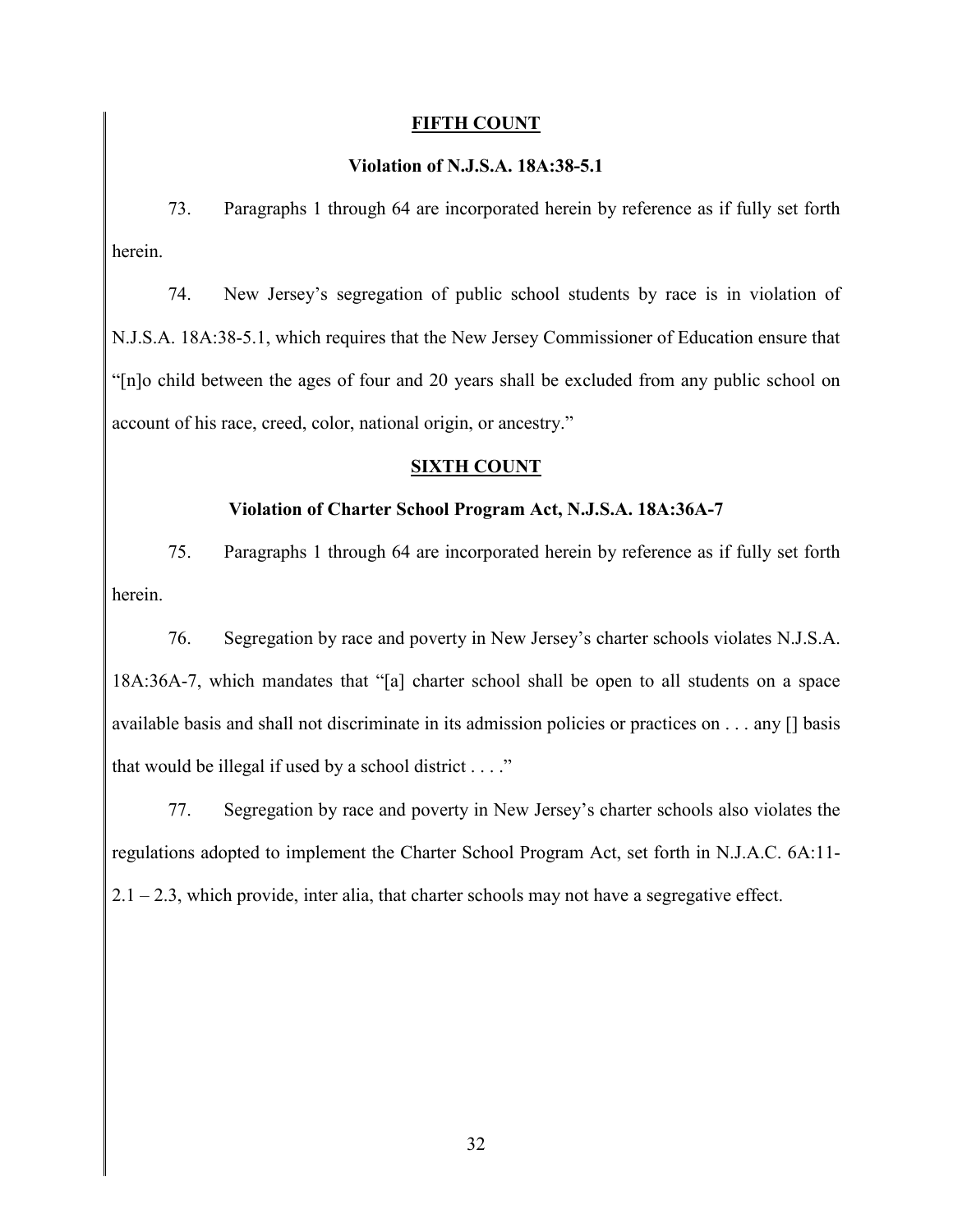**FIFTH COUNT**

**Violation of N.J.S.A. 18A:38-5.1**

73. Paragraphs 1 through 64 are incorporated herein by reference as if fully set forth herein.

74. New Jersey's segregation of public school students by race is in violation of N.J.S.A. 18A:38-5.1, which requires that the New Jersey Commissioner of Education ensure that "[n]o child between the ages of four and 20 years shall be excluded from any public school on account of his race, creed, color, national origin, or ancestry."

**SIXTH COUNT**

**Violation of Charter School Program Act, N.J.S.A. 18A:36A-7**

75. Paragraphs 1 through 64 are incorporated herein by reference as if fully set forth herein.

76. Segregation by race and poverty in New Jersey's charter schools violates N.J.S.A. 18A:36A-7, which mandates that "[a] charter school shall be open to all students on a space available basis and shall not discriminate in its admission policies or practices on . . . any [] basis that would be illegal if used by a school district . . . ."

77. Segregation by race and poverty in New Jersey's charter schools also violates the regulations adopted to implement the Charter School Program Act, set forth in N.J.A.C. 6A:11-2.1 – 2.3, which provide, inter alia, that charter schools may not have a segregative effect.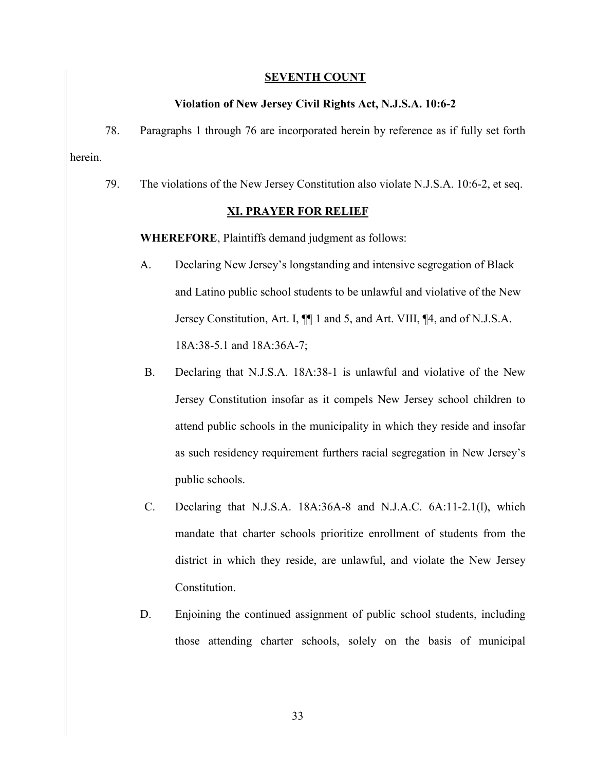## SEVENTH COUNT

### Violation of New Jersey Civil Rights Act, N.J.S.A. 10:6-2

78. Paragraphs 1 through 76 are incorporated herein by reference as if fully set forth herein.

79. The violations of the New Jersey Constitution also violate N.J.S.A. 10:6-2, et seq.

## XI. PRAYER FOR RELIEF

**WHEREFORE**, Plaintiffs demand judgment as follows:

A. Declaring New Jersey's longstanding and intensive segregation of Black and Latino public school students to be unlawful and violative of the New Jersey Constitution, Art. I, ¶¶ 1 and 5, and Art. VIII, ¶4, and of N.J.S.A. 18A:38-5.1 and 18A:36A-7;

B. Declaring that N.J.S.A. 18A:38-1 is unlawful and violative of the New Jersey Constitution insofar as it compels New Jersey school children to attend public schools in the municipality in which they reside and insofar as such residency requirement furthers racial segregation in New Jersey's public schools.

C. Declaring that N.J.S.A. 18A:36A-8 and N.J.A.C. 6A:11-2.1(l), which mandate that charter schools prioritize enrollment of students from the district in which they reside, are unlawful, and violate the New Jersey Constitution.

D. Enjoining the continued assignment of public school students, including those attending charter schools, solely on the basis of municipal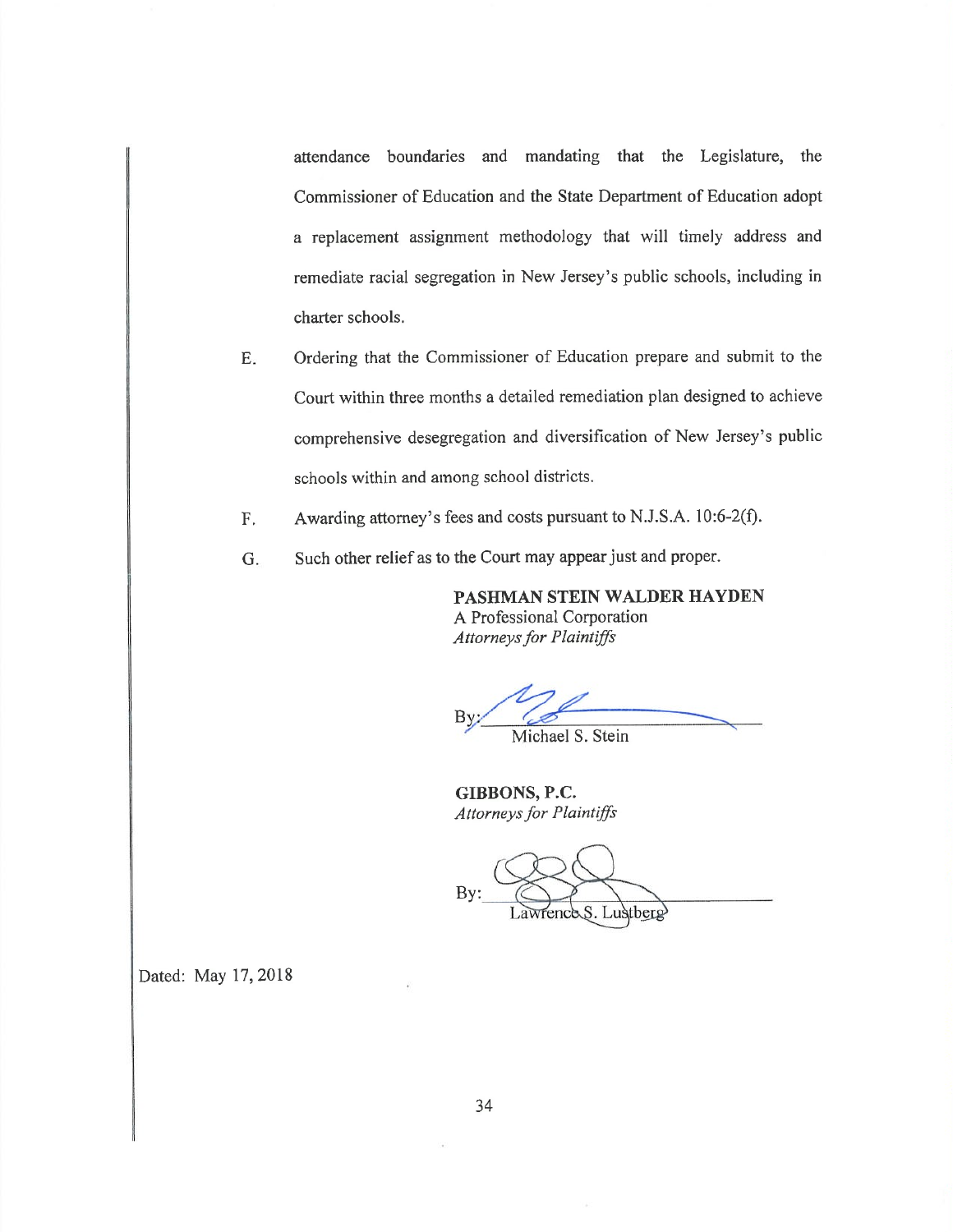attendance boundaries and mandating that the Legislature, the Commissioner of Education and the State Department of Education adopt a replacement assignment methodology that will timely address and remediate racial segregation in New Jersey's public schools, including in charter schools.

E. Ordering that the Commissioner of Education prepare and submit to the Court within three months a detailed remediation plan designed to achieve comprehensive desegregation and diversification of New Jersey's public schools within and among school districts.

F. Awarding attorney's fees and costs pursuant to N.J.S.A. 10:6-2(f).

G. Such other relief as to the Court may appear just and proper.

**PASHMAN STEIN WALDER HAYDEN**
A Professional Corporation
*Attorneys for Plaintiffs*

By: ______________________
Michael S. Stein

**GIBBONS, P.C.**
*Attorneys for Plaintiffs*

By: ______________________
Lawrence S. Lustberg

Dated: May 17, 2018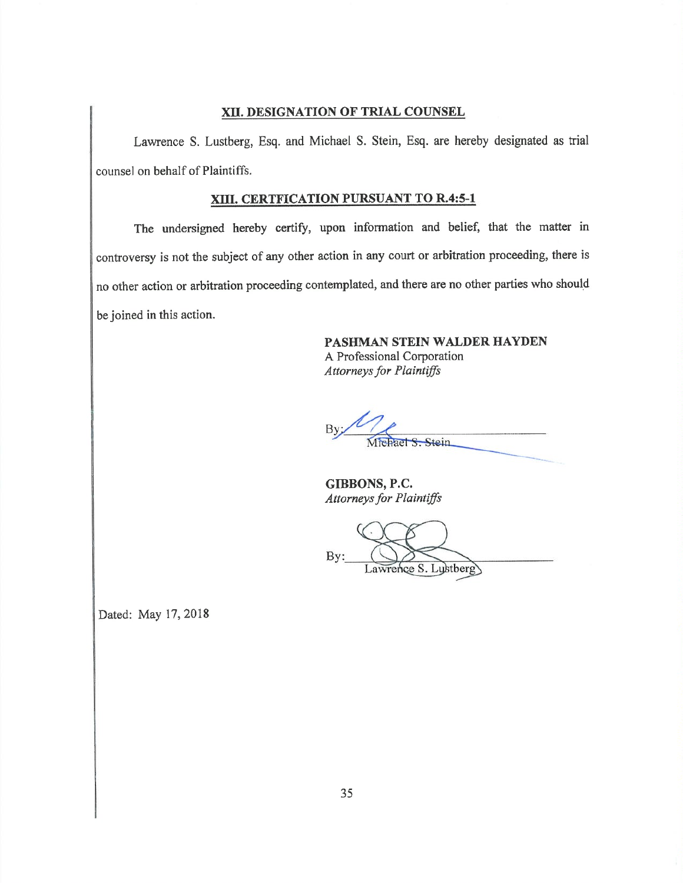## XII. DESIGNATION OF TRIAL COUNSEL

Lawrence S. Lustberg, Esq. and Michael S. Stein, Esq. are hereby designated as trial counsel on behalf of Plaintiffs.

## XIII. CERTFICATION PURSUANT TO R.4:5-1

The undersigned hereby certify, upon information and belief, that the matter in controversy is not the subject of any other action in any court or arbitration proceeding, there is no other action or arbitration proceeding contemplated, and there are no other parties who should be joined in this action.

**PASHMAN STEIN WALDER HAYDEN**
A Professional Corporation
*Attorneys for Plaintiffs*

By: ______________________
Michael S. Stein

**GIBBONS, P.C.**
*Attorneys for Plaintiffs*

By: ______________________
Lawrence S. Lustberg

Dated: May 17, 2018